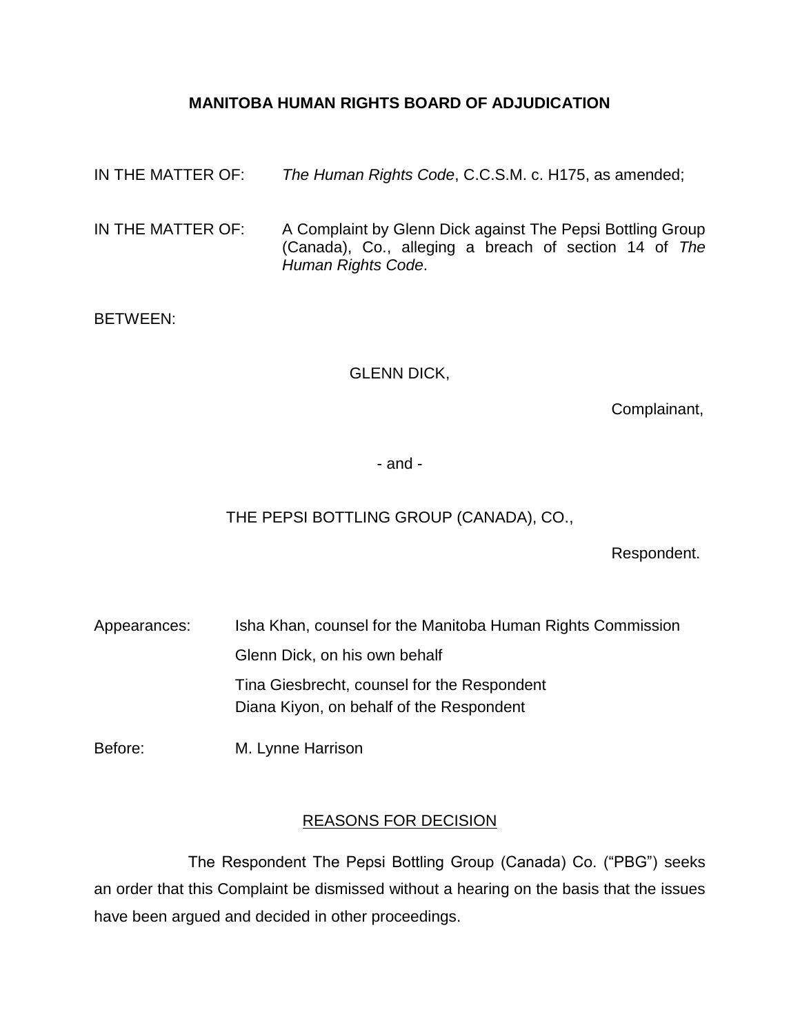## MANITOBA HUMAN RIGHTS BOARD OF ADJUDICATION

IN THE MATTER OF: *The Human Rights Code*, C.C.S.M. c. H175, as amended;

IN THE MATTER OF: A Complaint by Glenn Dick against The Pepsi Bottling Group (Canada), Co., alleging a breach of section 14 of *The Human Rights Code*.

BETWEEN:

GLENN DICK,

Complainant,

- and -

THE PEPSI BOTTLING GROUP (CANADA), CO.,

Respondent.

Appearances: Isha Khan, counsel for the Manitoba Human Rights Commission
Glenn Dick, on his own behalf
Tina Giesbrecht, counsel for the Respondent
Diana Kiyon, on behalf of the Respondent

Before: M. Lynne Harrison

## REASONS FOR DECISION

The Respondent The Pepsi Bottling Group (Canada) Co. ("PBG") seeks an order that this Complaint be dismissed without a hearing on the basis that the issues have been argued and decided in other proceedings.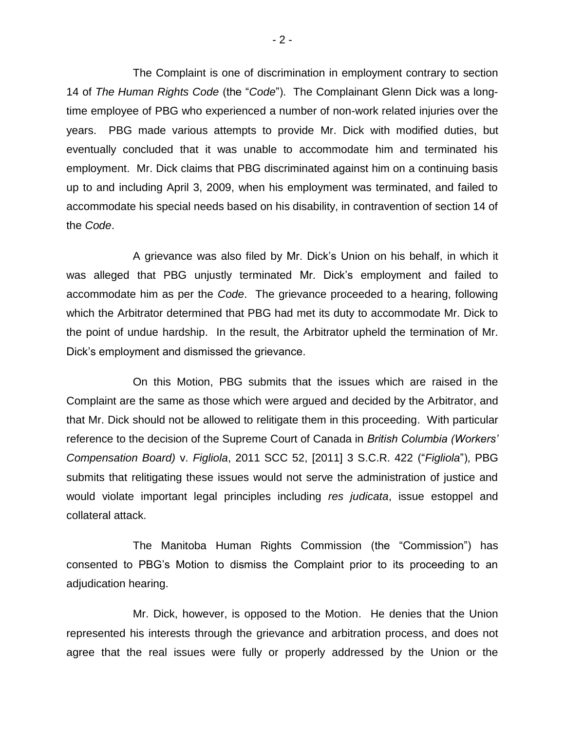The Complaint is one of discrimination in employment contrary to section 14 of *The Human Rights Code* (the "*Code*"). The Complainant Glenn Dick was a long-time employee of PBG who experienced a number of non-work related injuries over the years. PBG made various attempts to provide Mr. Dick with modified duties, but eventually concluded that it was unable to accommodate him and terminated his employment. Mr. Dick claims that PBG discriminated against him on a continuing basis up to and including April 3, 2009, when his employment was terminated, and failed to accommodate his special needs based on his disability, in contravention of section 14 of the *Code*.

A grievance was also filed by Mr. Dick's Union on his behalf, in which it was alleged that PBG unjustly terminated Mr. Dick's employment and failed to accommodate him as per the *Code*. The grievance proceeded to a hearing, following which the Arbitrator determined that PBG had met its duty to accommodate Mr. Dick to the point of undue hardship. In the result, the Arbitrator upheld the termination of Mr. Dick's employment and dismissed the grievance.

On this Motion, PBG submits that the issues which are raised in the Complaint are the same as those which were argued and decided by the Arbitrator, and that Mr. Dick should not be allowed to relitigate them in this proceeding. With particular reference to the decision of the Supreme Court of Canada in *British Columbia (Workers' Compensation Board)* v. *Figliola*, 2011 SCC 52, [2011] 3 S.C.R. 422 ("*Figliola*"), PBG submits that relitigating these issues would not serve the administration of justice and would violate important legal principles including *res judicata*, issue estoppel and collateral attack.

The Manitoba Human Rights Commission (the "Commission") has consented to PBG's Motion to dismiss the Complaint prior to its proceeding to an adjudication hearing.

Mr. Dick, however, is opposed to the Motion. He denies that the Union represented his interests through the grievance and arbitration process, and does not agree that the real issues were fully or properly addressed by the Union or the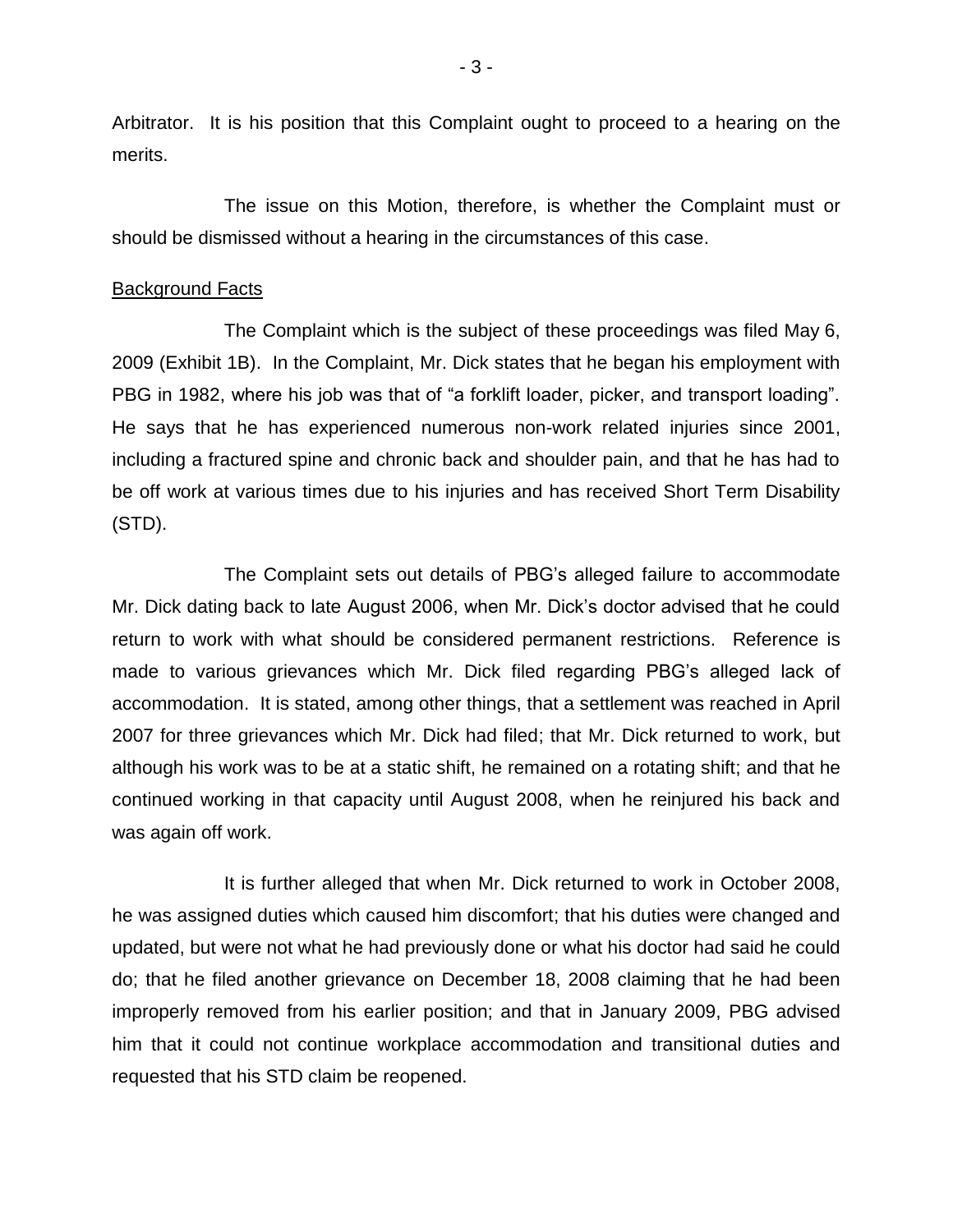Arbitrator. It is his position that this Complaint ought to proceed to a hearing on the merits.

The issue on this Motion, therefore, is whether the Complaint must or should be dismissed without a hearing in the circumstances of this case.

## Background Facts

The Complaint which is the subject of these proceedings was filed May 6, 2009 (Exhibit 1B). In the Complaint, Mr. Dick states that he began his employment with PBG in 1982, where his job was that of "a forklift loader, picker, and transport loading". He says that he has experienced numerous non-work related injuries since 2001, including a fractured spine and chronic back and shoulder pain, and that he has had to be off work at various times due to his injuries and has received Short Term Disability (STD).

The Complaint sets out details of PBG's alleged failure to accommodate Mr. Dick dating back to late August 2006, when Mr. Dick's doctor advised that he could return to work with what should be considered permanent restrictions. Reference is made to various grievances which Mr. Dick filed regarding PBG's alleged lack of accommodation. It is stated, among other things, that a settlement was reached in April 2007 for three grievances which Mr. Dick had filed; that Mr. Dick returned to work, but although his work was to be at a static shift, he remained on a rotating shift; and that he continued working in that capacity until August 2008, when he reinjured his back and was again off work.

It is further alleged that when Mr. Dick returned to work in October 2008, he was assigned duties which caused him discomfort; that his duties were changed and updated, but were not what he had previously done or what his doctor had said he could do; that he filed another grievance on December 18, 2008 claiming that he had been improperly removed from his earlier position; and that in January 2009, PBG advised him that it could not continue workplace accommodation and transitional duties and requested that his STD claim be reopened.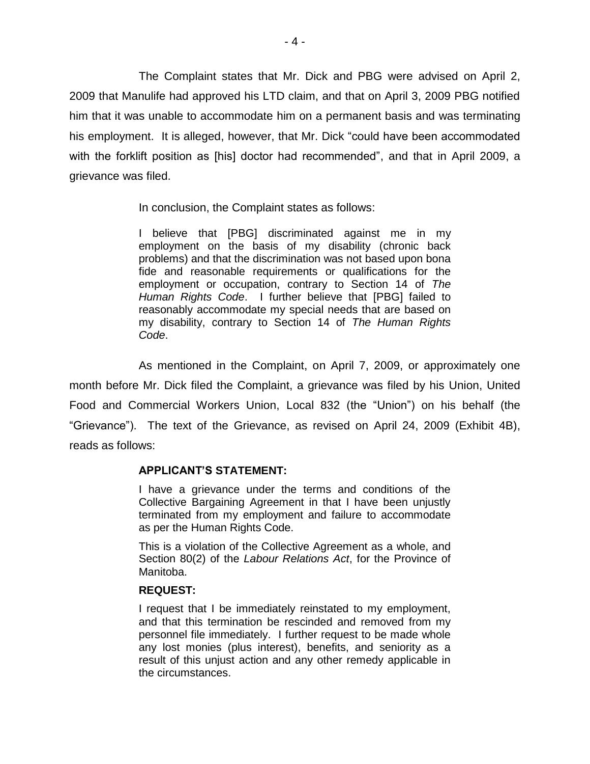The Complaint states that Mr. Dick and PBG were advised on April 2, 2009 that Manulife had approved his LTD claim, and that on April 3, 2009 PBG notified him that it was unable to accommodate him on a permanent basis and was terminating his employment. It is alleged, however, that Mr. Dick "could have been accommodated with the forklift position as [his] doctor had recommended", and that in April 2009, a grievance was filed.

In conclusion, the Complaint states as follows:

> I believe that [PBG] discriminated against me in my employment on the basis of my disability (chronic back problems) and that the discrimination was not based upon bona fide and reasonable requirements or qualifications for the employment or occupation, contrary to Section 14 of *The Human Rights Code*. I further believe that [PBG] failed to reasonably accommodate my special needs that are based on my disability, contrary to Section 14 of *The Human Rights Code*.

As mentioned in the Complaint, on April 7, 2009, or approximately one month before Mr. Dick filed the Complaint, a grievance was filed by his Union, United Food and Commercial Workers Union, Local 832 (the "Union") on his behalf (the "Grievance"). The text of the Grievance, as revised on April 24, 2009 (Exhibit 4B), reads as follows:

> **APPLICANT'S STATEMENT:**
>
> I have a grievance under the terms and conditions of the Collective Bargaining Agreement in that I have been unjustly terminated from my employment and failure to accommodate as per the Human Rights Code.
>
> This is a violation of the Collective Agreement as a whole, and Section 80(2) of the *Labour Relations Act*, for the Province of Manitoba.
>
> **REQUEST:**
>
> I request that I be immediately reinstated to my employment, and that this termination be rescinded and removed from my personnel file immediately. I further request to be made whole any lost monies (plus interest), benefits, and seniority as a result of this unjust action and any other remedy applicable in the circumstances.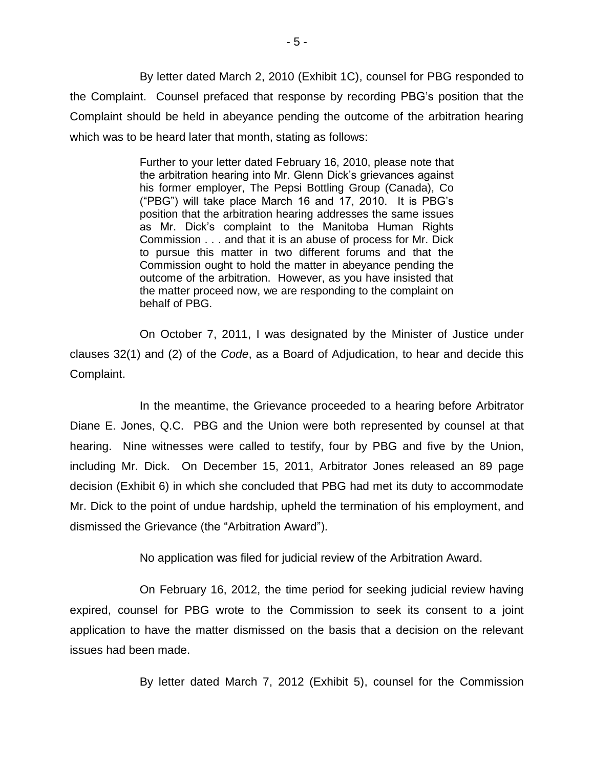By letter dated March 2, 2010 (Exhibit 1C), counsel for PBG responded to the Complaint. Counsel prefaced that response by recording PBG's position that the Complaint should be held in abeyance pending the outcome of the arbitration hearing which was to be heard later that month, stating as follows:

> Further to your letter dated February 16, 2010, please note that the arbitration hearing into Mr. Glenn Dick's grievances against his former employer, The Pepsi Bottling Group (Canada), Co ("PBG") will take place March 16 and 17, 2010. It is PBG's position that the arbitration hearing addresses the same issues as Mr. Dick's complaint to the Manitoba Human Rights Commission . . . and that it is an abuse of process for Mr. Dick to pursue this matter in two different forums and that the Commission ought to hold the matter in abeyance pending the outcome of the arbitration. However, as you have insisted that the matter proceed now, we are responding to the complaint on behalf of PBG.

On October 7, 2011, I was designated by the Minister of Justice under clauses 32(1) and (2) of the *Code*, as a Board of Adjudication, to hear and decide this Complaint.

In the meantime, the Grievance proceeded to a hearing before Arbitrator Diane E. Jones, Q.C. PBG and the Union were both represented by counsel at that hearing. Nine witnesses were called to testify, four by PBG and five by the Union, including Mr. Dick. On December 15, 2011, Arbitrator Jones released an 89 page decision (Exhibit 6) in which she concluded that PBG had met its duty to accommodate Mr. Dick to the point of undue hardship, upheld the termination of his employment, and dismissed the Grievance (the "Arbitration Award").

No application was filed for judicial review of the Arbitration Award.

On February 16, 2012, the time period for seeking judicial review having expired, counsel for PBG wrote to the Commission to seek its consent to a joint application to have the matter dismissed on the basis that a decision on the relevant issues had been made.

By letter dated March 7, 2012 (Exhibit 5), counsel for the Commission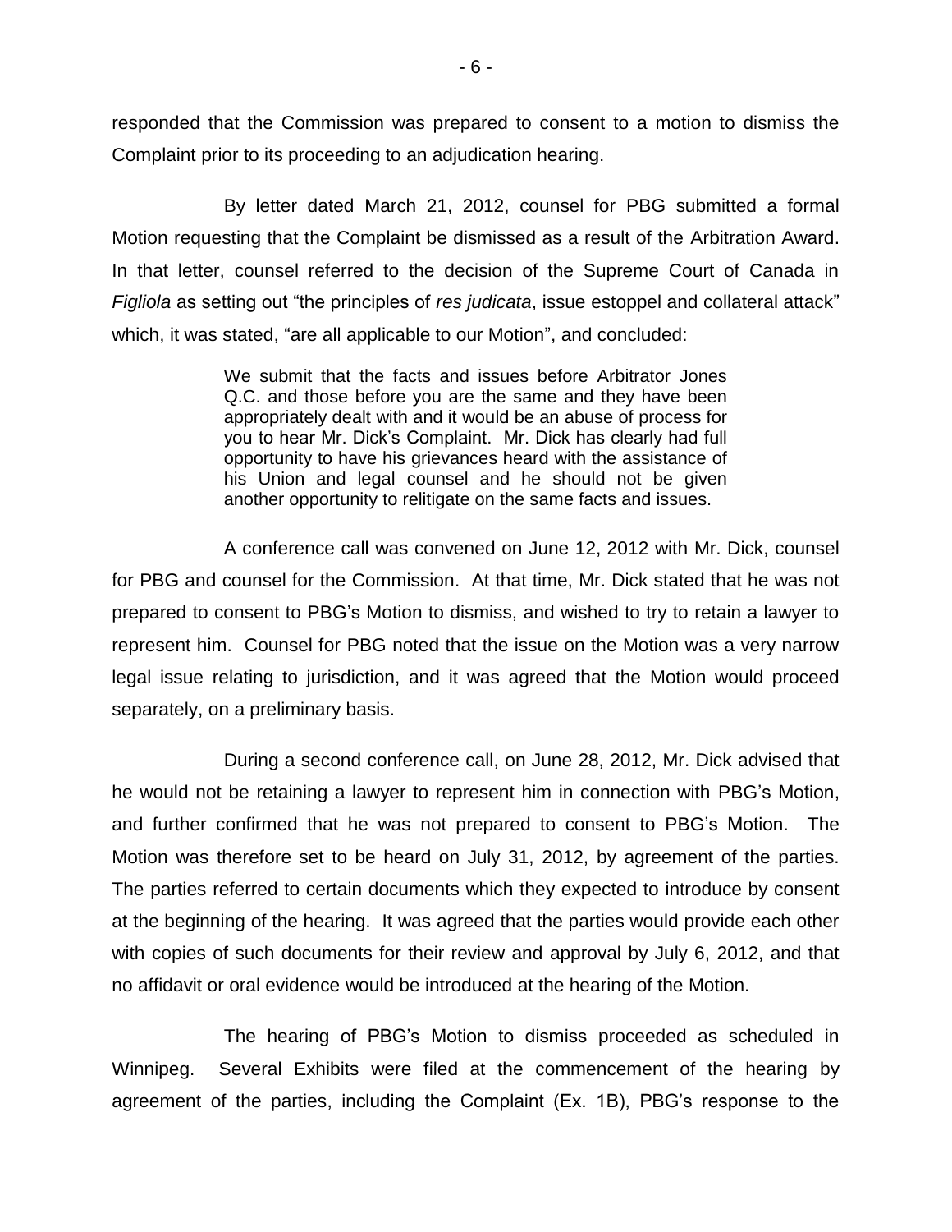responded that the Commission was prepared to consent to a motion to dismiss the Complaint prior to its proceeding to an adjudication hearing.

By letter dated March 21, 2012, counsel for PBG submitted a formal Motion requesting that the Complaint be dismissed as a result of the Arbitration Award. In that letter, counsel referred to the decision of the Supreme Court of Canada in *Figliola* as setting out "the principles of *res judicata*, issue estoppel and collateral attack" which, it was stated, "are all applicable to our Motion", and concluded:

> We submit that the facts and issues before Arbitrator Jones Q.C. and those before you are the same and they have been appropriately dealt with and it would be an abuse of process for you to hear Mr. Dick's Complaint. Mr. Dick has clearly had full opportunity to have his grievances heard with the assistance of his Union and legal counsel and he should not be given another opportunity to relitigate on the same facts and issues.

A conference call was convened on June 12, 2012 with Mr. Dick, counsel for PBG and counsel for the Commission. At that time, Mr. Dick stated that he was not prepared to consent to PBG's Motion to dismiss, and wished to try to retain a lawyer to represent him. Counsel for PBG noted that the issue on the Motion was a very narrow legal issue relating to jurisdiction, and it was agreed that the Motion would proceed separately, on a preliminary basis.

During a second conference call, on June 28, 2012, Mr. Dick advised that he would not be retaining a lawyer to represent him in connection with PBG's Motion, and further confirmed that he was not prepared to consent to PBG's Motion. The Motion was therefore set to be heard on July 31, 2012, by agreement of the parties. The parties referred to certain documents which they expected to introduce by consent at the beginning of the hearing. It was agreed that the parties would provide each other with copies of such documents for their review and approval by July 6, 2012, and that no affidavit or oral evidence would be introduced at the hearing of the Motion.

The hearing of PBG's Motion to dismiss proceeded as scheduled in Winnipeg. Several Exhibits were filed at the commencement of the hearing by agreement of the parties, including the Complaint (Ex. 1B), PBG's response to the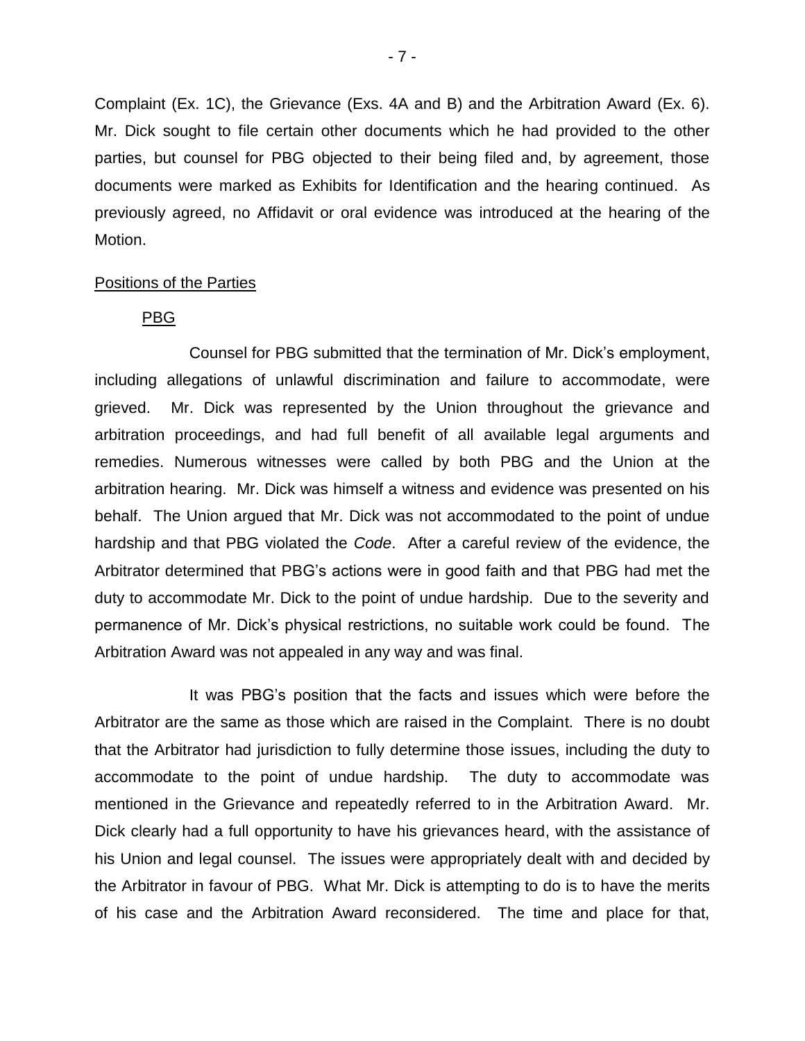Complaint (Ex. 1C), the Grievance (Exs. 4A and B) and the Arbitration Award (Ex. 6). Mr. Dick sought to file certain other documents which he had provided to the other parties, but counsel for PBG objected to their being filed and, by agreement, those documents were marked as Exhibits for Identification and the hearing continued. As previously agreed, no Affidavit or oral evidence was introduced at the hearing of the Motion.

## Positions of the Parties

### PBG

Counsel for PBG submitted that the termination of Mr. Dick's employment, including allegations of unlawful discrimination and failure to accommodate, were grieved. Mr. Dick was represented by the Union throughout the grievance and arbitration proceedings, and had full benefit of all available legal arguments and remedies. Numerous witnesses were called by both PBG and the Union at the arbitration hearing. Mr. Dick was himself a witness and evidence was presented on his behalf. The Union argued that Mr. Dick was not accommodated to the point of undue hardship and that PBG violated the *Code*. After a careful review of the evidence, the Arbitrator determined that PBG's actions were in good faith and that PBG had met the duty to accommodate Mr. Dick to the point of undue hardship. Due to the severity and permanence of Mr. Dick's physical restrictions, no suitable work could be found. The Arbitration Award was not appealed in any way and was final.

It was PBG's position that the facts and issues which were before the Arbitrator are the same as those which are raised in the Complaint. There is no doubt that the Arbitrator had jurisdiction to fully determine those issues, including the duty to accommodate to the point of undue hardship. The duty to accommodate was mentioned in the Grievance and repeatedly referred to in the Arbitration Award. Mr. Dick clearly had a full opportunity to have his grievances heard, with the assistance of his Union and legal counsel. The issues were appropriately dealt with and decided by the Arbitrator in favour of PBG. What Mr. Dick is attempting to do is to have the merits of his case and the Arbitration Award reconsidered. The time and place for that,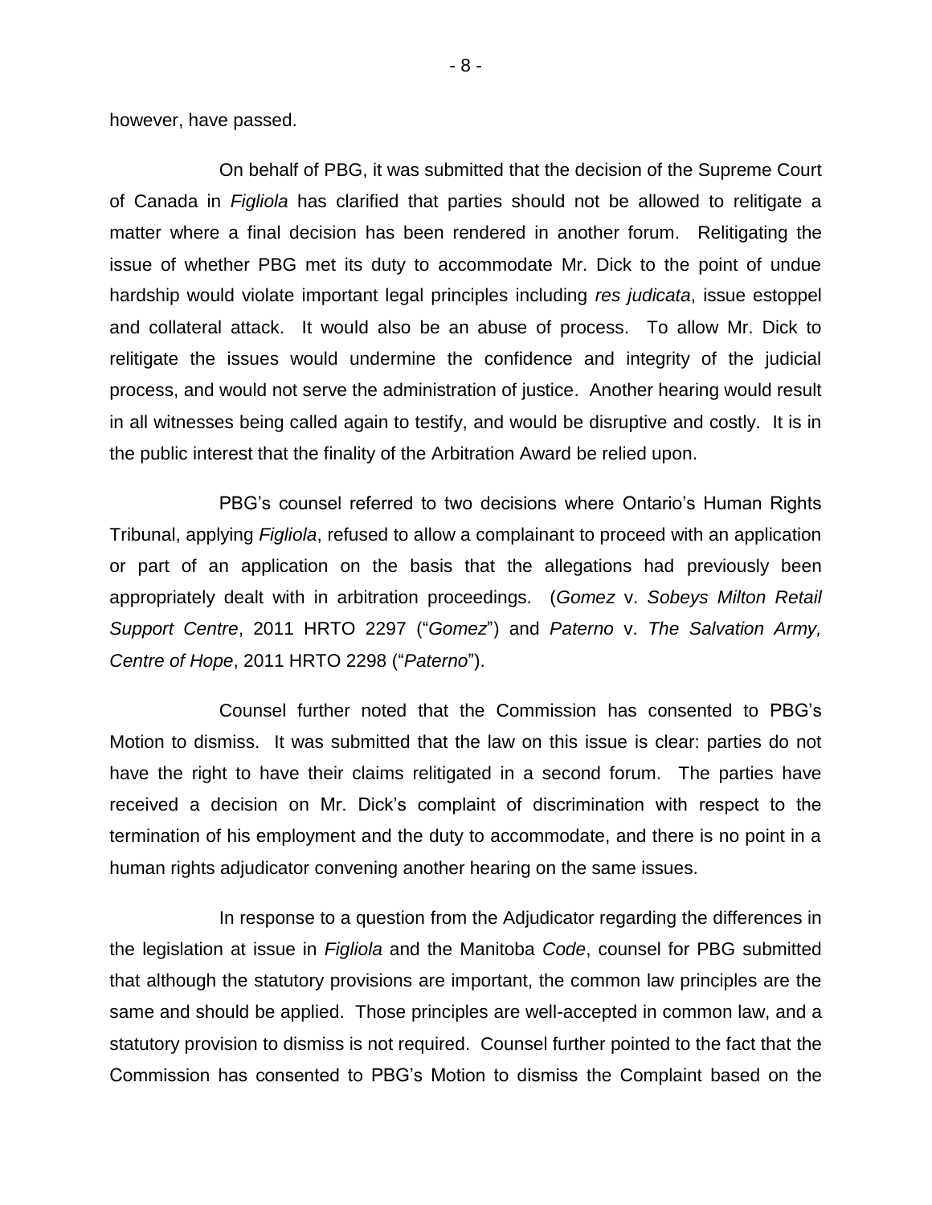however, have passed.

On behalf of PBG, it was submitted that the decision of the Supreme Court of Canada in *Figliola* has clarified that parties should not be allowed to relitigate a matter where a final decision has been rendered in another forum. Relitigating the issue of whether PBG met its duty to accommodate Mr. Dick to the point of undue hardship would violate important legal principles including *res judicata*, issue estoppel and collateral attack. It would also be an abuse of process. To allow Mr. Dick to relitigate the issues would undermine the confidence and integrity of the judicial process, and would not serve the administration of justice. Another hearing would result in all witnesses being called again to testify, and would be disruptive and costly. It is in the public interest that the finality of the Arbitration Award be relied upon.

PBG's counsel referred to two decisions where Ontario's Human Rights Tribunal, applying *Figliola*, refused to allow a complainant to proceed with an application or part of an application on the basis that the allegations had previously been appropriately dealt with in arbitration proceedings. (*Gomez* v. *Sobeys Milton Retail Support Centre*, 2011 HRTO 2297 ("*Gomez*") and *Paterno* v. *The Salvation Army, Centre of Hope*, 2011 HRTO 2298 ("*Paterno*").

Counsel further noted that the Commission has consented to PBG's Motion to dismiss. It was submitted that the law on this issue is clear: parties do not have the right to have their claims relitigated in a second forum. The parties have received a decision on Mr. Dick's complaint of discrimination with respect to the termination of his employment and the duty to accommodate, and there is no point in a human rights adjudicator convening another hearing on the same issues.

In response to a question from the Adjudicator regarding the differences in the legislation at issue in *Figliola* and the Manitoba *Code*, counsel for PBG submitted that although the statutory provisions are important, the common law principles are the same and should be applied. Those principles are well-accepted in common law, and a statutory provision to dismiss is not required. Counsel further pointed to the fact that the Commission has consented to PBG's Motion to dismiss the Complaint based on the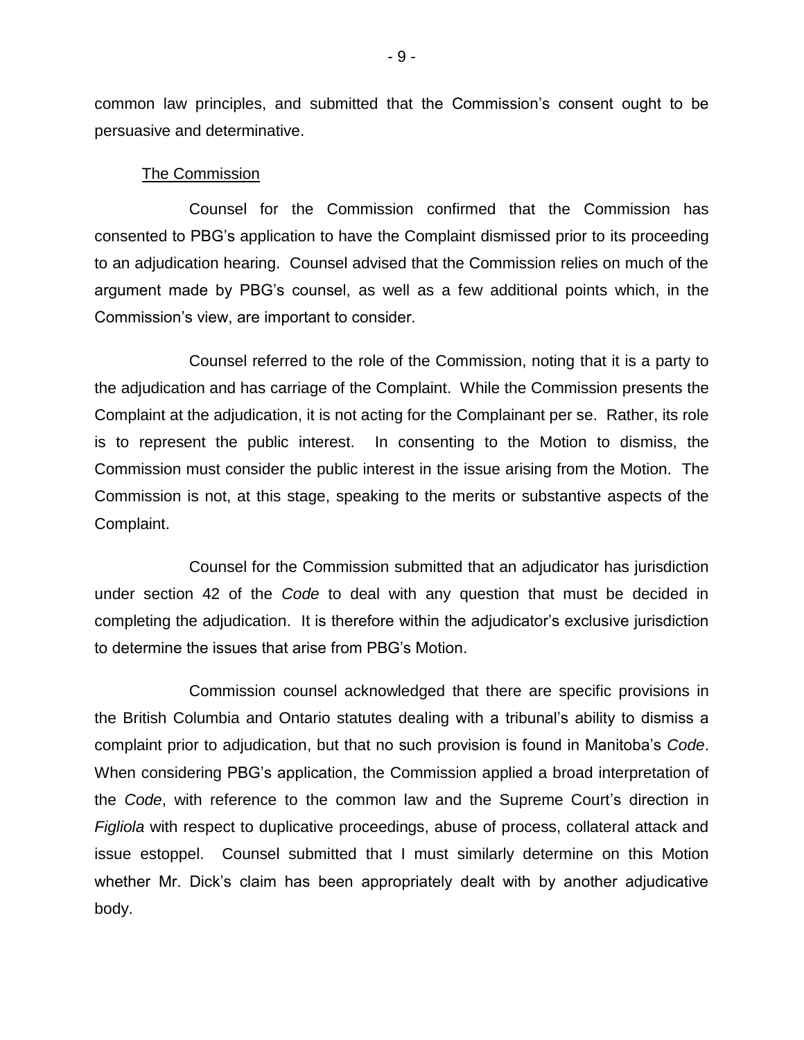common law principles, and submitted that the Commission's consent ought to be persuasive and determinative.

<u>The Commission</u>

Counsel for the Commission confirmed that the Commission has consented to PBG's application to have the Complaint dismissed prior to its proceeding to an adjudication hearing. Counsel advised that the Commission relies on much of the argument made by PBG's counsel, as well as a few additional points which, in the Commission's view, are important to consider.

Counsel referred to the role of the Commission, noting that it is a party to the adjudication and has carriage of the Complaint. While the Commission presents the Complaint at the adjudication, it is not acting for the Complainant per se. Rather, its role is to represent the public interest. In consenting to the Motion to dismiss, the Commission must consider the public interest in the issue arising from the Motion. The Commission is not, at this stage, speaking to the merits or substantive aspects of the Complaint.

Counsel for the Commission submitted that an adjudicator has jurisdiction under section 42 of the *Code* to deal with any question that must be decided in completing the adjudication. It is therefore within the adjudicator's exclusive jurisdiction to determine the issues that arise from PBG's Motion.

Commission counsel acknowledged that there are specific provisions in the British Columbia and Ontario statutes dealing with a tribunal's ability to dismiss a complaint prior to adjudication, but that no such provision is found in Manitoba's *Code*. When considering PBG's application, the Commission applied a broad interpretation of the *Code*, with reference to the common law and the Supreme Court's direction in *Figliola* with respect to duplicative proceedings, abuse of process, collateral attack and issue estoppel. Counsel submitted that I must similarly determine on this Motion whether Mr. Dick's claim has been appropriately dealt with by another adjudicative body.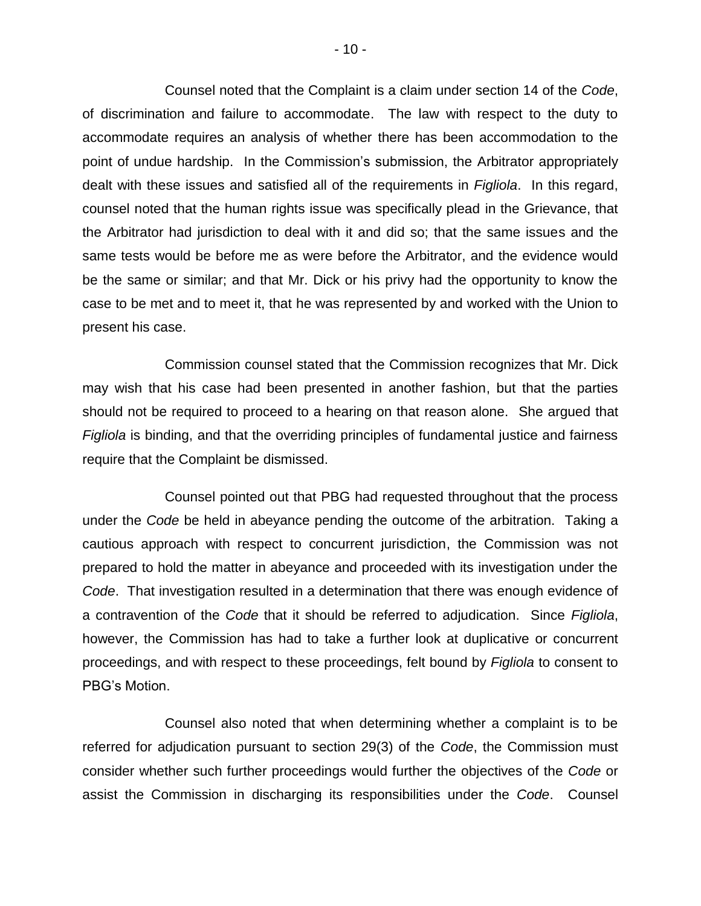Counsel noted that the Complaint is a claim under section 14 of the *Code*, of discrimination and failure to accommodate. The law with respect to the duty to accommodate requires an analysis of whether there has been accommodation to the point of undue hardship. In the Commission's submission, the Arbitrator appropriately dealt with these issues and satisfied all of the requirements in *Figliola*. In this regard, counsel noted that the human rights issue was specifically plead in the Grievance, that the Arbitrator had jurisdiction to deal with it and did so; that the same issues and the same tests would be before me as were before the Arbitrator, and the evidence would be the same or similar; and that Mr. Dick or his privy had the opportunity to know the case to be met and to meet it, that he was represented by and worked with the Union to present his case.

Commission counsel stated that the Commission recognizes that Mr. Dick may wish that his case had been presented in another fashion, but that the parties should not be required to proceed to a hearing on that reason alone. She argued that *Figliola* is binding, and that the overriding principles of fundamental justice and fairness require that the Complaint be dismissed.

Counsel pointed out that PBG had requested throughout that the process under the *Code* be held in abeyance pending the outcome of the arbitration. Taking a cautious approach with respect to concurrent jurisdiction, the Commission was not prepared to hold the matter in abeyance and proceeded with its investigation under the *Code*. That investigation resulted in a determination that there was enough evidence of a contravention of the *Code* that it should be referred to adjudication. Since *Figliola*, however, the Commission has had to take a further look at duplicative or concurrent proceedings, and with respect to these proceedings, felt bound by *Figliola* to consent to PBG's Motion.

Counsel also noted that when determining whether a complaint is to be referred for adjudication pursuant to section 29(3) of the *Code*, the Commission must consider whether such further proceedings would further the objectives of the *Code* or assist the Commission in discharging its responsibilities under the *Code*. Counsel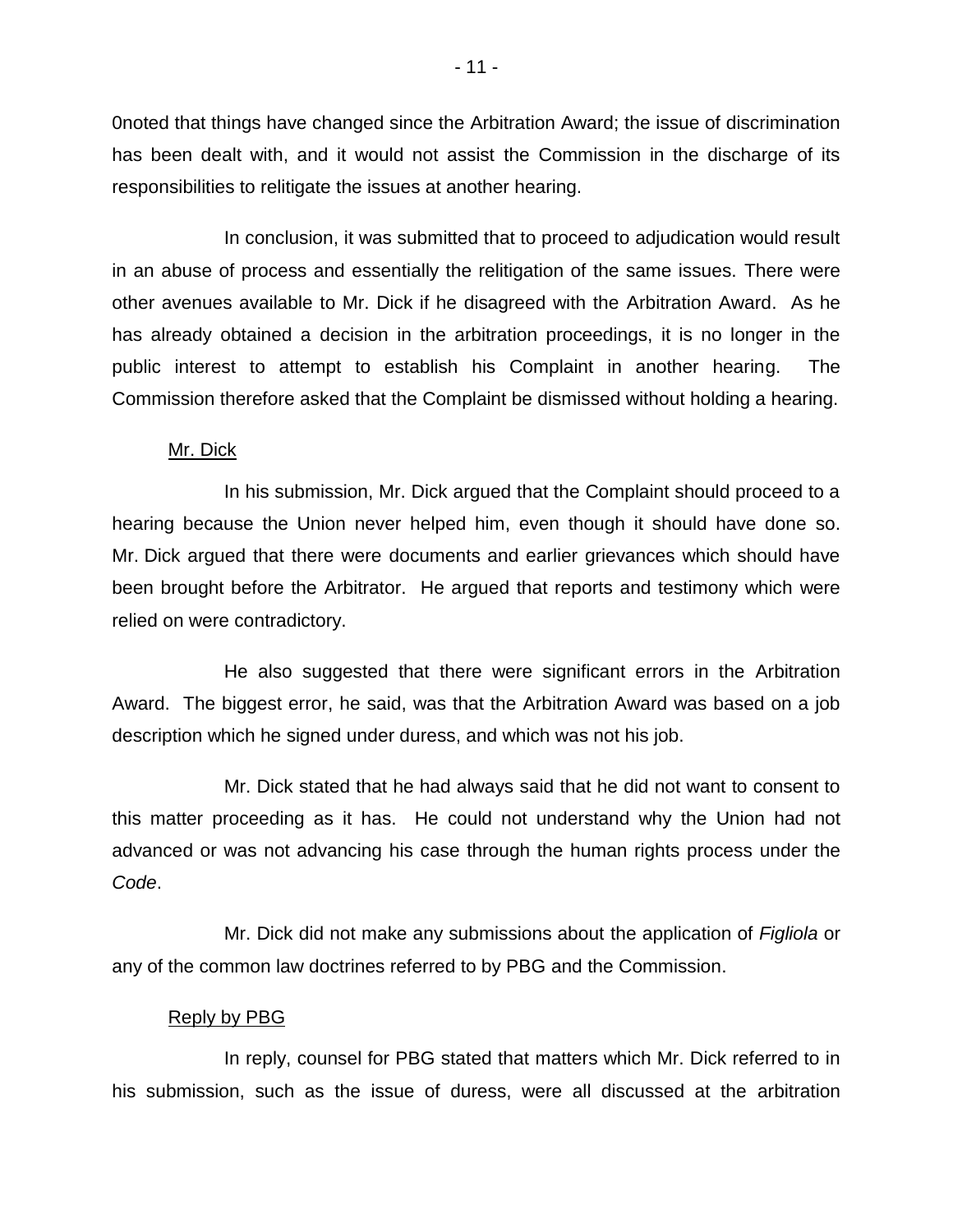0noted that things have changed since the Arbitration Award; the issue of discrimination has been dealt with, and it would not assist the Commission in the discharge of its responsibilities to relitigate the issues at another hearing.

In conclusion, it was submitted that to proceed to adjudication would result in an abuse of process and essentially the relitigation of the same issues. There were other avenues available to Mr. Dick if he disagreed with the Arbitration Award. As he has already obtained a decision in the arbitration proceedings, it is no longer in the public interest to attempt to establish his Complaint in another hearing. The Commission therefore asked that the Complaint be dismissed without holding a hearing.

Mr. Dick

In his submission, Mr. Dick argued that the Complaint should proceed to a hearing because the Union never helped him, even though it should have done so. Mr. Dick argued that there were documents and earlier grievances which should have been brought before the Arbitrator. He argued that reports and testimony which were relied on were contradictory.

He also suggested that there were significant errors in the Arbitration Award. The biggest error, he said, was that the Arbitration Award was based on a job description which he signed under duress, and which was not his job.

Mr. Dick stated that he had always said that he did not want to consent to this matter proceeding as it has. He could not understand why the Union had not advanced or was not advancing his case through the human rights process under the *Code*.

Mr. Dick did not make any submissions about the application of *Figliola* or any of the common law doctrines referred to by PBG and the Commission.

Reply by PBG

In reply, counsel for PBG stated that matters which Mr. Dick referred to in his submission, such as the issue of duress, were all discussed at the arbitration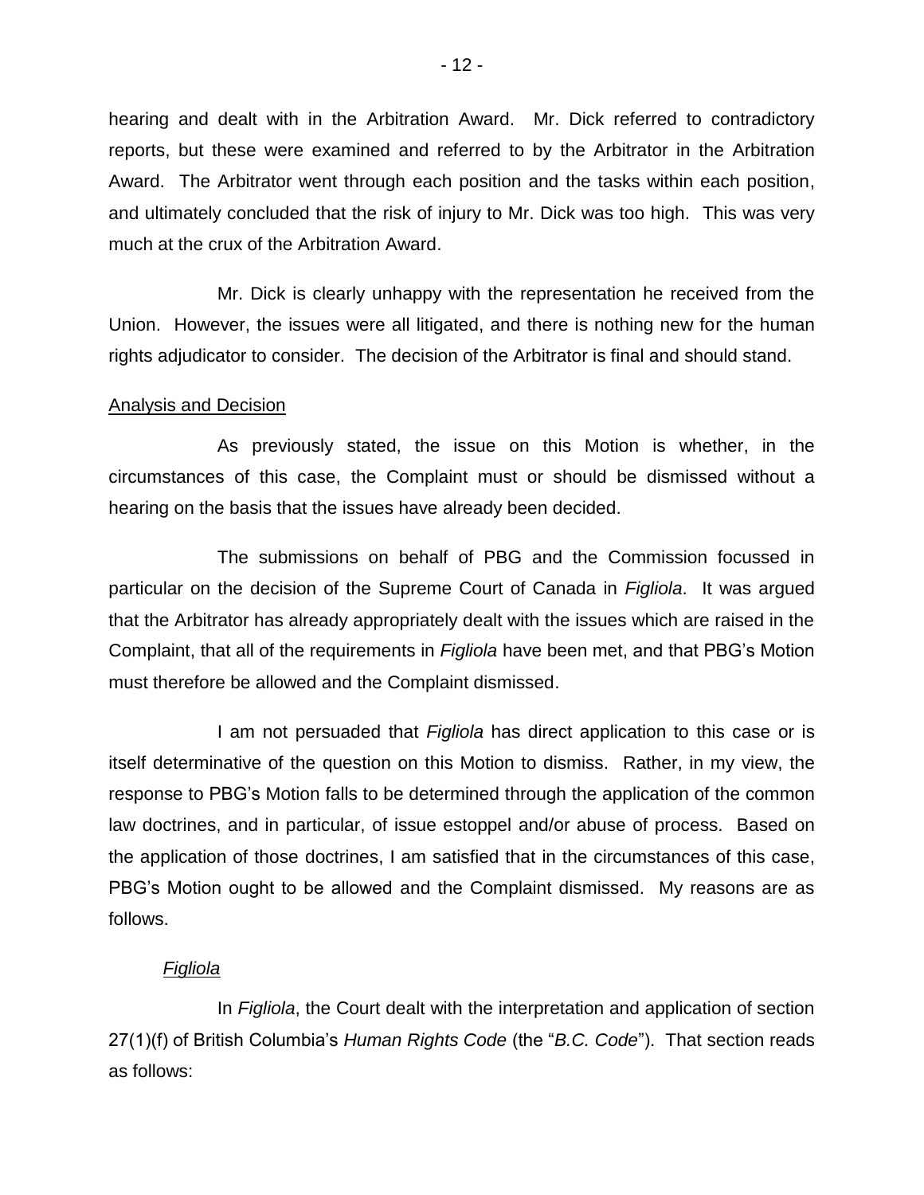hearing and dealt with in the Arbitration Award. Mr. Dick referred to contradictory reports, but these were examined and referred to by the Arbitrator in the Arbitration Award. The Arbitrator went through each position and the tasks within each position, and ultimately concluded that the risk of injury to Mr. Dick was too high. This was very much at the crux of the Arbitration Award.

Mr. Dick is clearly unhappy with the representation he received from the Union. However, the issues were all litigated, and there is nothing new for the human rights adjudicator to consider. The decision of the Arbitrator is final and should stand.

## Analysis and Decision

As previously stated, the issue on this Motion is whether, in the circumstances of this case, the Complaint must or should be dismissed without a hearing on the basis that the issues have already been decided.

The submissions on behalf of PBG and the Commission focussed in particular on the decision of the Supreme Court of Canada in *Figliola*. It was argued that the Arbitrator has already appropriately dealt with the issues which are raised in the Complaint, that all of the requirements in *Figliola* have been met, and that PBG's Motion must therefore be allowed and the Complaint dismissed.

I am not persuaded that *Figliola* has direct application to this case or is itself determinative of the question on this Motion to dismiss. Rather, in my view, the response to PBG's Motion falls to be determined through the application of the common law doctrines, and in particular, of issue estoppel and/or abuse of process. Based on the application of those doctrines, I am satisfied that in the circumstances of this case, PBG's Motion ought to be allowed and the Complaint dismissed. My reasons are as follows.

### *Figliola*

In *Figliola*, the Court dealt with the interpretation and application of section 27(1)(f) of British Columbia's *Human Rights Code* (the "*B.C. Code*"). That section reads as follows: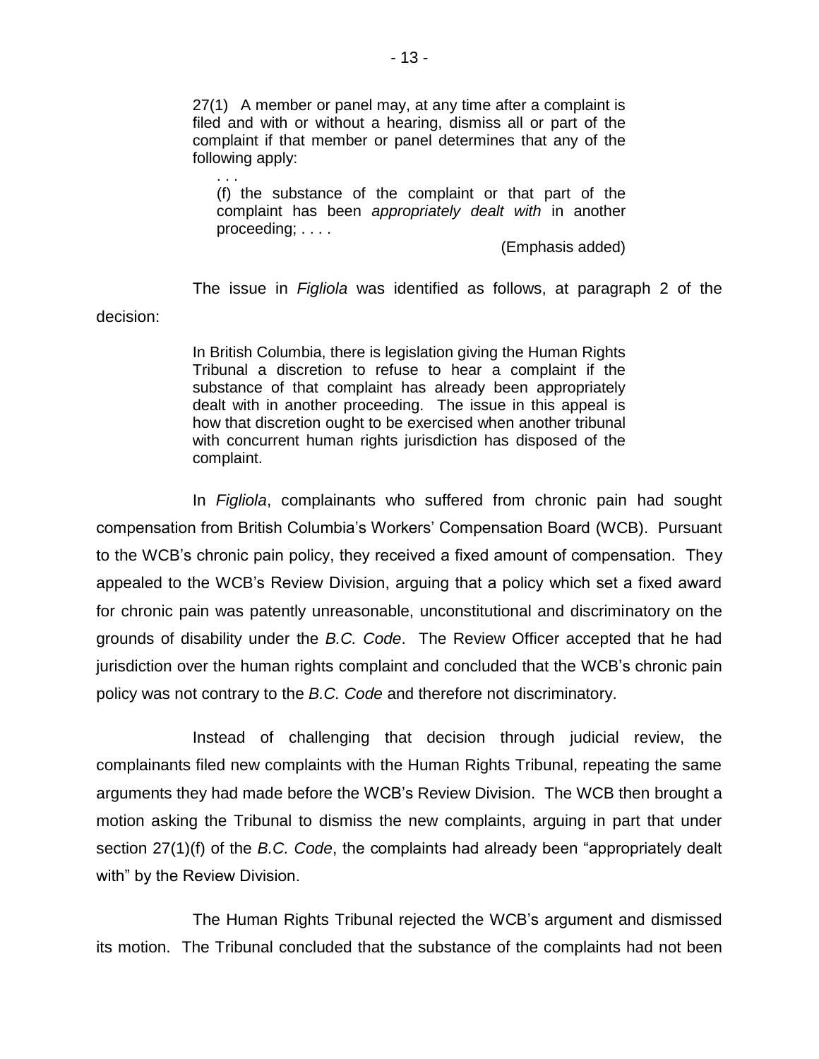> 27(1) A member or panel may, at any time after a complaint is filed and with or without a hearing, dismiss all or part of the complaint if that member or panel determines that any of the following apply:
>
> . . .
>
> (f) the substance of the complaint or that part of the complaint has been *appropriately dealt with* in another proceeding; . . . .
>
> (Emphasis added)

The issue in *Figliola* was identified as follows, at paragraph 2 of the decision:

> In British Columbia, there is legislation giving the Human Rights Tribunal a discretion to refuse to hear a complaint if the substance of that complaint has already been appropriately dealt with in another proceeding. The issue in this appeal is how that discretion ought to be exercised when another tribunal with concurrent human rights jurisdiction has disposed of the complaint.

In *Figliola*, complainants who suffered from chronic pain had sought compensation from British Columbia's Workers' Compensation Board (WCB). Pursuant to the WCB's chronic pain policy, they received a fixed amount of compensation. They appealed to the WCB's Review Division, arguing that a policy which set a fixed award for chronic pain was patently unreasonable, unconstitutional and discriminatory on the grounds of disability under the *B.C. Code*. The Review Officer accepted that he had jurisdiction over the human rights complaint and concluded that the WCB's chronic pain policy was not contrary to the *B.C. Code* and therefore not discriminatory.

Instead of challenging that decision through judicial review, the complainants filed new complaints with the Human Rights Tribunal, repeating the same arguments they had made before the WCB's Review Division. The WCB then brought a motion asking the Tribunal to dismiss the new complaints, arguing in part that under section 27(1)(f) of the *B.C. Code*, the complaints had already been "appropriately dealt with" by the Review Division.

The Human Rights Tribunal rejected the WCB's argument and dismissed its motion. The Tribunal concluded that the substance of the complaints had not been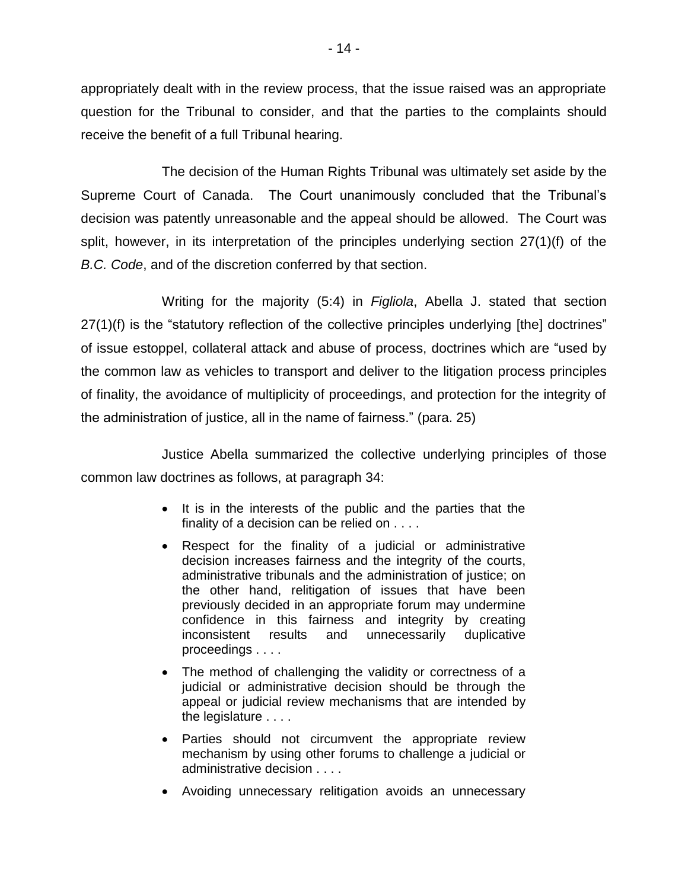appropriately dealt with in the review process, that the issue raised was an appropriate question for the Tribunal to consider, and that the parties to the complaints should receive the benefit of a full Tribunal hearing.

The decision of the Human Rights Tribunal was ultimately set aside by the Supreme Court of Canada. The Court unanimously concluded that the Tribunal's decision was patently unreasonable and the appeal should be allowed. The Court was split, however, in its interpretation of the principles underlying section 27(1)(f) of the *B.C. Code*, and of the discretion conferred by that section.

Writing for the majority (5:4) in *Figliola*, Abella J. stated that section 27(1)(f) is the "statutory reflection of the collective principles underlying [the] doctrines" of issue estoppel, collateral attack and abuse of process, doctrines which are "used by the common law as vehicles to transport and deliver to the litigation process principles of finality, the avoidance of multiplicity of proceedings, and protection for the integrity of the administration of justice, all in the name of fairness." (para. 25)

Justice Abella summarized the collective underlying principles of those common law doctrines as follows, at paragraph 34:

> - It is in the interests of the public and the parties that the finality of a decision can be relied on . . . .
> - Respect for the finality of a judicial or administrative decision increases fairness and the integrity of the courts, administrative tribunals and the administration of justice; on the other hand, relitigation of issues that have been previously decided in an appropriate forum may undermine confidence in this fairness and integrity by creating inconsistent results and unnecessarily duplicative proceedings . . . .
> - The method of challenging the validity or correctness of a judicial or administrative decision should be through the appeal or judicial review mechanisms that are intended by the legislature . . . .
> - Parties should not circumvent the appropriate review mechanism by using other forums to challenge a judicial or administrative decision . . . .
> - Avoiding unnecessary relitigation avoids an unnecessary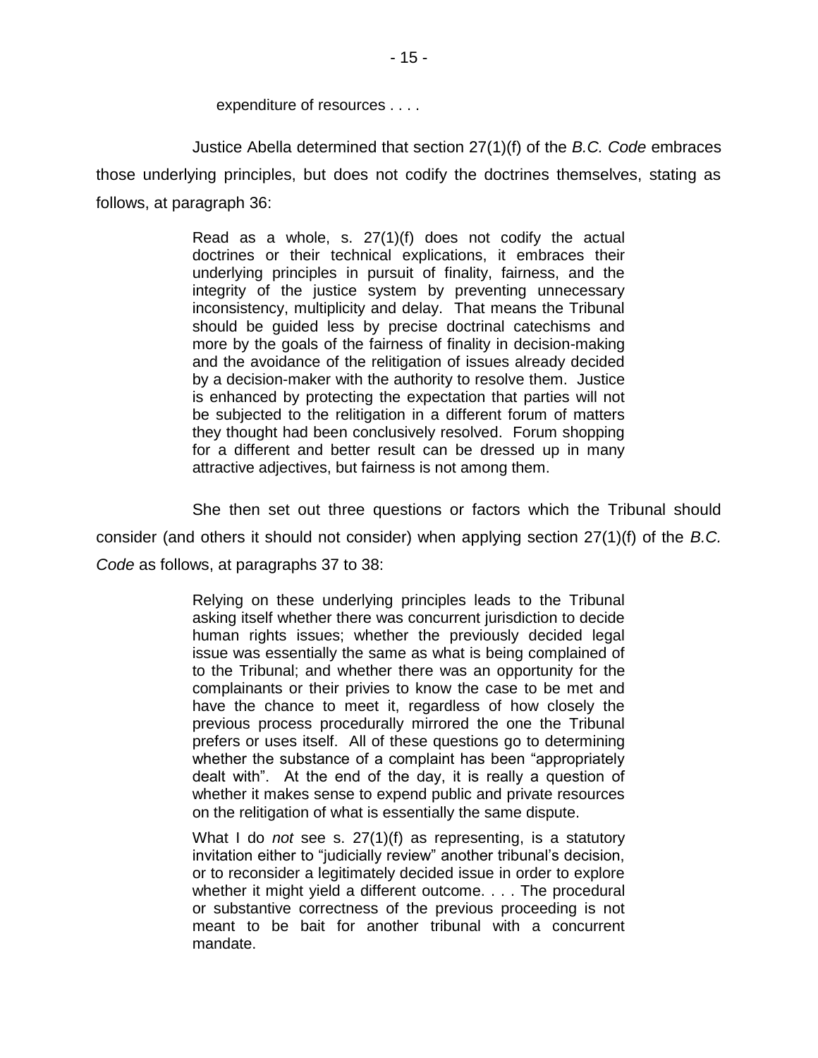> expenditure of resources . . . .

Justice Abella determined that section 27(1)(f) of the *B.C. Code* embraces those underlying principles, but does not codify the doctrines themselves, stating as follows, at paragraph 36:

> Read as a whole, s. 27(1)(f) does not codify the actual doctrines or their technical explications, it embraces their underlying principles in pursuit of finality, fairness, and the integrity of the justice system by preventing unnecessary inconsistency, multiplicity and delay. That means the Tribunal should be guided less by precise doctrinal catechisms and more by the goals of the fairness of finality in decision-making and the avoidance of the relitigation of issues already decided by a decision-maker with the authority to resolve them. Justice is enhanced by protecting the expectation that parties will not be subjected to the relitigation in a different forum of matters they thought had been conclusively resolved. Forum shopping for a different and better result can be dressed up in many attractive adjectives, but fairness is not among them.

She then set out three questions or factors which the Tribunal should consider (and others it should not consider) when applying section 27(1)(f) of the *B.C. Code* as follows, at paragraphs 37 to 38:

> Relying on these underlying principles leads to the Tribunal asking itself whether there was concurrent jurisdiction to decide human rights issues; whether the previously decided legal issue was essentially the same as what is being complained of to the Tribunal; and whether there was an opportunity for the complainants or their privies to know the case to be met and have the chance to meet it, regardless of how closely the previous process procedurally mirrored the one the Tribunal prefers or uses itself. All of these questions go to determining whether the substance of a complaint has been "appropriately dealt with". At the end of the day, it is really a question of whether it makes sense to expend public and private resources on the relitigation of what is essentially the same dispute.
>
> What I do *not* see s. 27(1)(f) as representing, is a statutory invitation either to "judicially review" another tribunal's decision, or to reconsider a legitimately decided issue in order to explore whether it might yield a different outcome. . . . The procedural or substantive correctness of the previous proceeding is not meant to be bait for another tribunal with a concurrent mandate.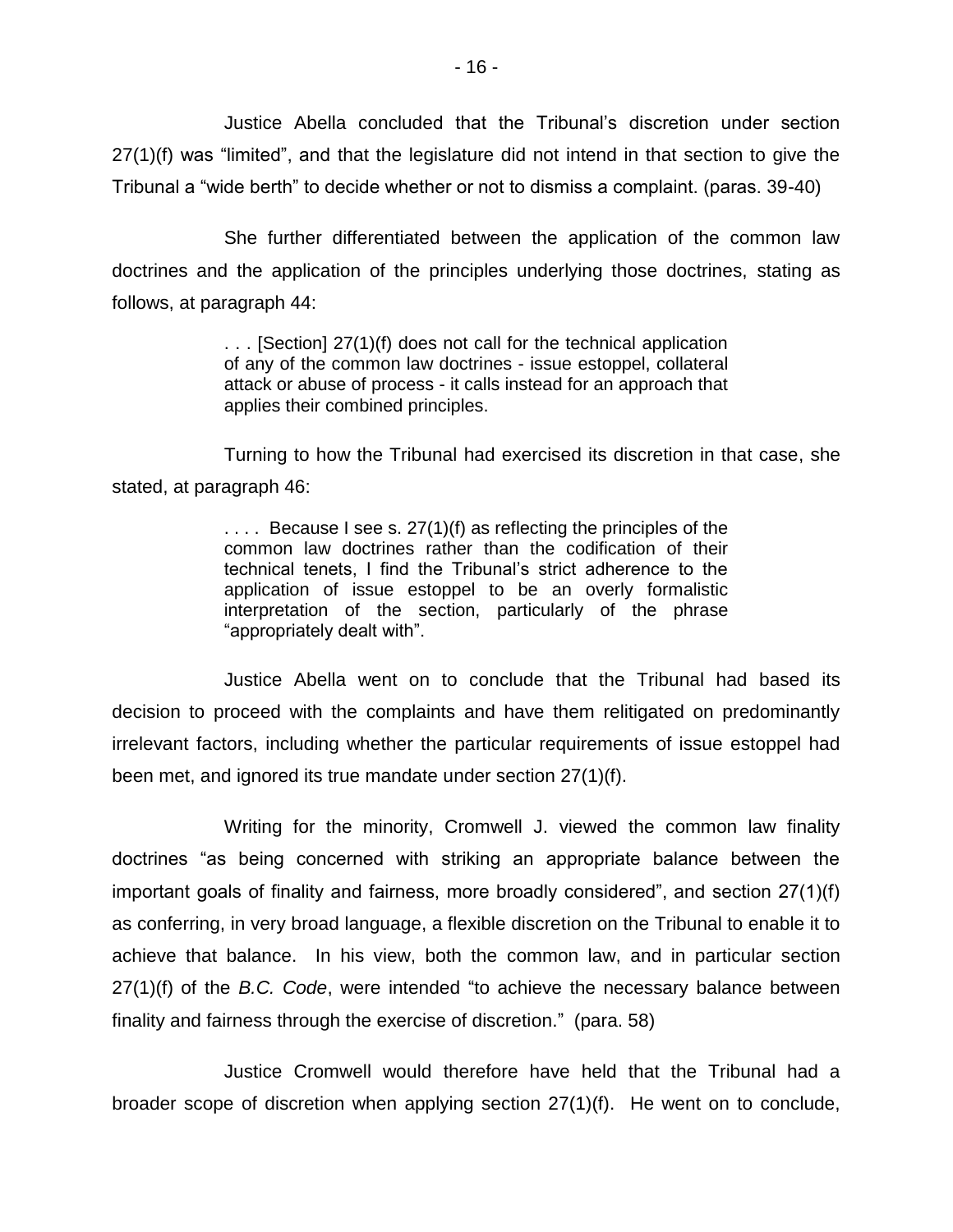Justice Abella concluded that the Tribunal’s discretion under section 27(1)(f) was “limited”, and that the legislature did not intend in that section to give the Tribunal a “wide berth” to decide whether or not to dismiss a complaint. (paras. 39-40)

She further differentiated between the application of the common law doctrines and the application of the principles underlying those doctrines, stating as follows, at paragraph 44:

> . . . [Section] 27(1)(f) does not call for the technical application of any of the common law doctrines - issue estoppel, collateral attack or abuse of process - it calls instead for an approach that applies their combined principles.

Turning to how the Tribunal had exercised its discretion in that case, she stated, at paragraph 46:

> . . . . Because I see s. 27(1)(f) as reflecting the principles of the common law doctrines rather than the codification of their technical tenets, I find the Tribunal’s strict adherence to the application of issue estoppel to be an overly formalistic interpretation of the section, particularly of the phrase “appropriately dealt with”.

Justice Abella went on to conclude that the Tribunal had based its decision to proceed with the complaints and have them relitigated on predominantly irrelevant factors, including whether the particular requirements of issue estoppel had been met, and ignored its true mandate under section 27(1)(f).

Writing for the minority, Cromwell J. viewed the common law finality doctrines “as being concerned with striking an appropriate balance between the important goals of finality and fairness, more broadly considered”, and section 27(1)(f) as conferring, in very broad language, a flexible discretion on the Tribunal to enable it to achieve that balance. In his view, both the common law, and in particular section 27(1)(f) of the *B.C. Code*, were intended “to achieve the necessary balance between finality and fairness through the exercise of discretion.” (para. 58)

Justice Cromwell would therefore have held that the Tribunal had a broader scope of discretion when applying section 27(1)(f). He went on to conclude,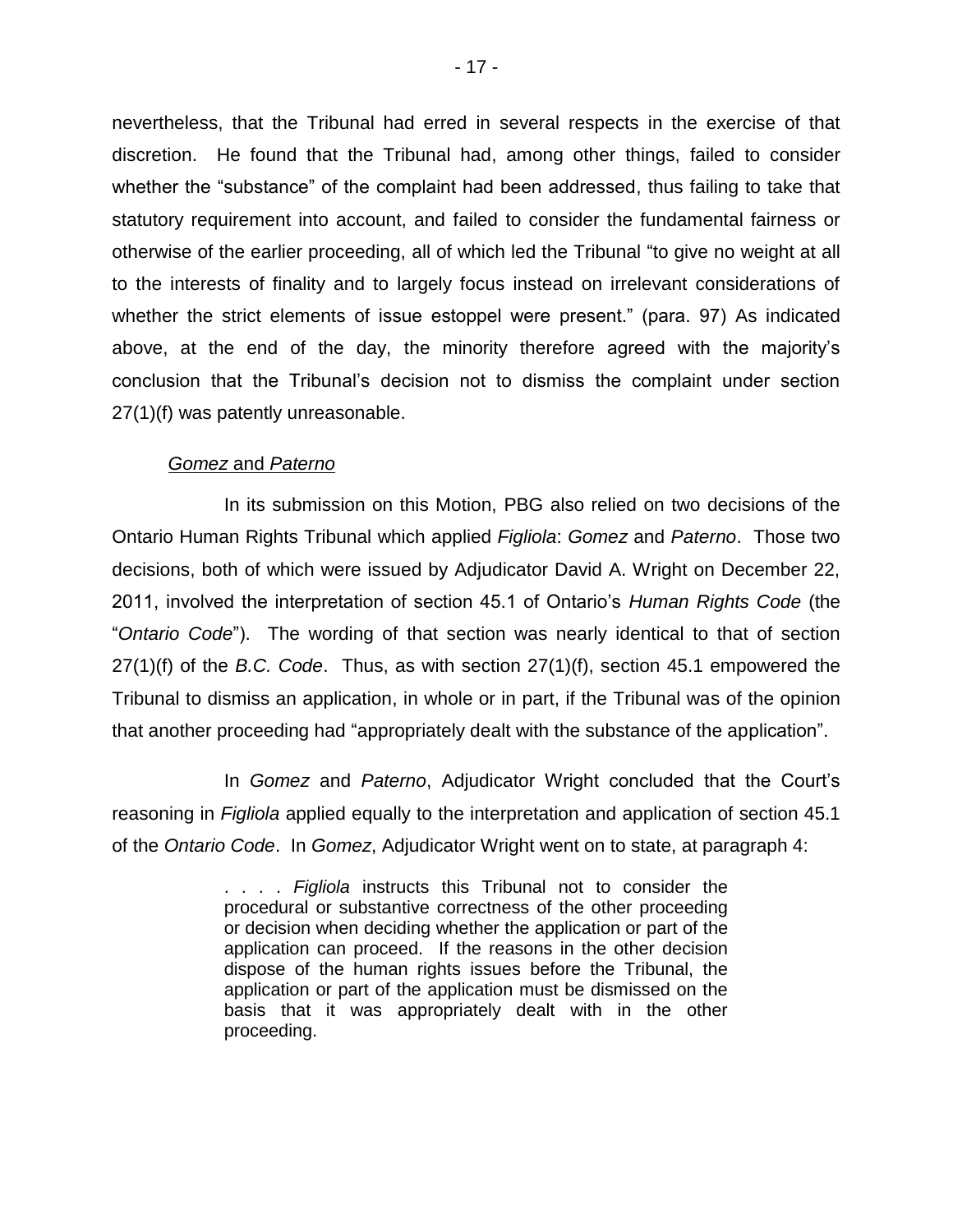nevertheless, that the Tribunal had erred in several respects in the exercise of that discretion. He found that the Tribunal had, among other things, failed to consider whether the "substance" of the complaint had been addressed, thus failing to take that statutory requirement into account, and failed to consider the fundamental fairness or otherwise of the earlier proceeding, all of which led the Tribunal "to give no weight at all to the interests of finality and to largely focus instead on irrelevant considerations of whether the strict elements of issue estoppel were present." (para. 97) As indicated above, at the end of the day, the minority therefore agreed with the majority's conclusion that the Tribunal's decision not to dismiss the complaint under section 27(1)(f) was patently unreasonable.

### *Gomez* and *Paterno*

In its submission on this Motion, PBG also relied on two decisions of the Ontario Human Rights Tribunal which applied *Figliola*: *Gomez* and *Paterno*. Those two decisions, both of which were issued by Adjudicator David A. Wright on December 22, 2011, involved the interpretation of section 45.1 of Ontario's *Human Rights Code* (the "*Ontario Code*"). The wording of that section was nearly identical to that of section 27(1)(f) of the *B.C. Code*. Thus, as with section 27(1)(f), section 45.1 empowered the Tribunal to dismiss an application, in whole or in part, if the Tribunal was of the opinion that another proceeding had "appropriately dealt with the substance of the application".

In *Gomez* and *Paterno*, Adjudicator Wright concluded that the Court's reasoning in *Figliola* applied equally to the interpretation and application of section 45.1 of the *Ontario Code*. In *Gomez*, Adjudicator Wright went on to state, at paragraph 4:

> . . . . *Figliola* instructs this Tribunal not to consider the procedural or substantive correctness of the other proceeding or decision when deciding whether the application or part of the application can proceed. If the reasons in the other decision dispose of the human rights issues before the Tribunal, the application or part of the application must be dismissed on the basis that it was appropriately dealt with in the other proceeding.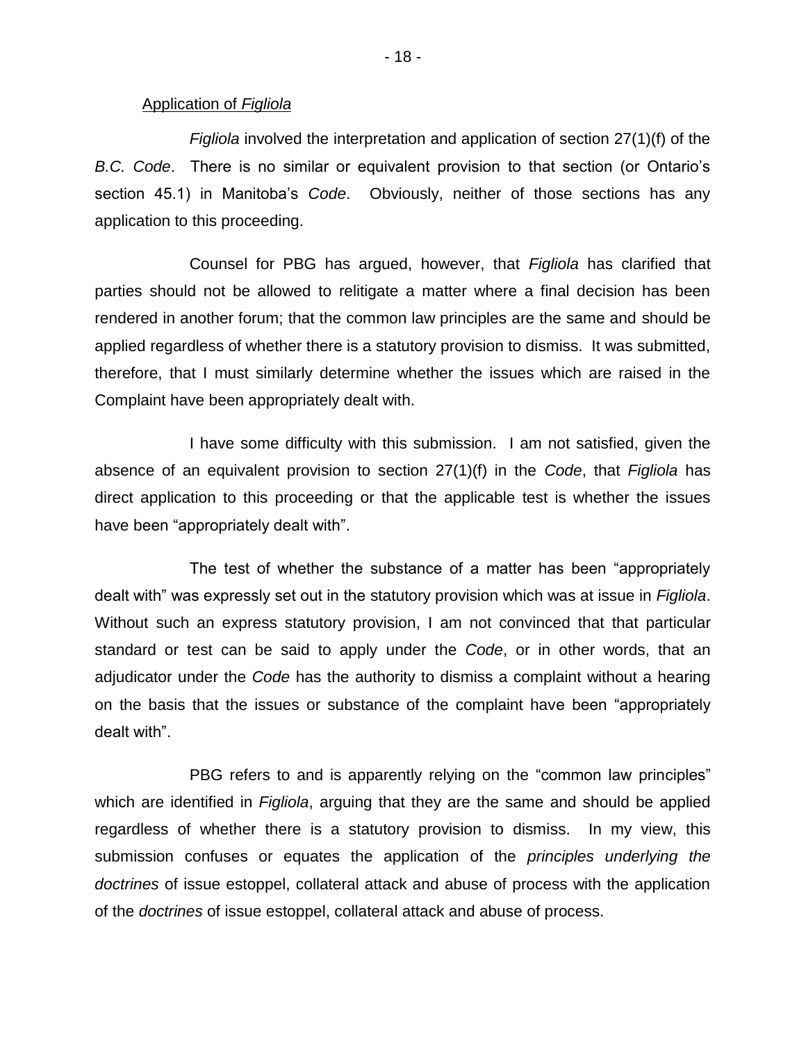<u>Application of *Figliola*</u>

*Figliola* involved the interpretation and application of section 27(1)(f) of the *B.C. Code*. There is no similar or equivalent provision to that section (or Ontario's section 45.1) in Manitoba's *Code*. Obviously, neither of those sections has any application to this proceeding.

Counsel for PBG has argued, however, that *Figliola* has clarified that parties should not be allowed to relitigate a matter where a final decision has been rendered in another forum; that the common law principles are the same and should be applied regardless of whether there is a statutory provision to dismiss. It was submitted, therefore, that I must similarly determine whether the issues which are raised in the Complaint have been appropriately dealt with.

I have some difficulty with this submission. I am not satisfied, given the absence of an equivalent provision to section 27(1)(f) in the *Code*, that *Figliola* has direct application to this proceeding or that the applicable test is whether the issues have been "appropriately dealt with".

The test of whether the substance of a matter has been "appropriately dealt with" was expressly set out in the statutory provision which was at issue in *Figliola*. Without such an express statutory provision, I am not convinced that that particular standard or test can be said to apply under the *Code*, or in other words, that an adjudicator under the *Code* has the authority to dismiss a complaint without a hearing on the basis that the issues or substance of the complaint have been "appropriately dealt with".

PBG refers to and is apparently relying on the "common law principles" which are identified in *Figliola*, arguing that they are the same and should be applied regardless of whether there is a statutory provision to dismiss. In my view, this submission confuses or equates the application of the *principles underlying the doctrines* of issue estoppel, collateral attack and abuse of process with the application of the *doctrines* of issue estoppel, collateral attack and abuse of process.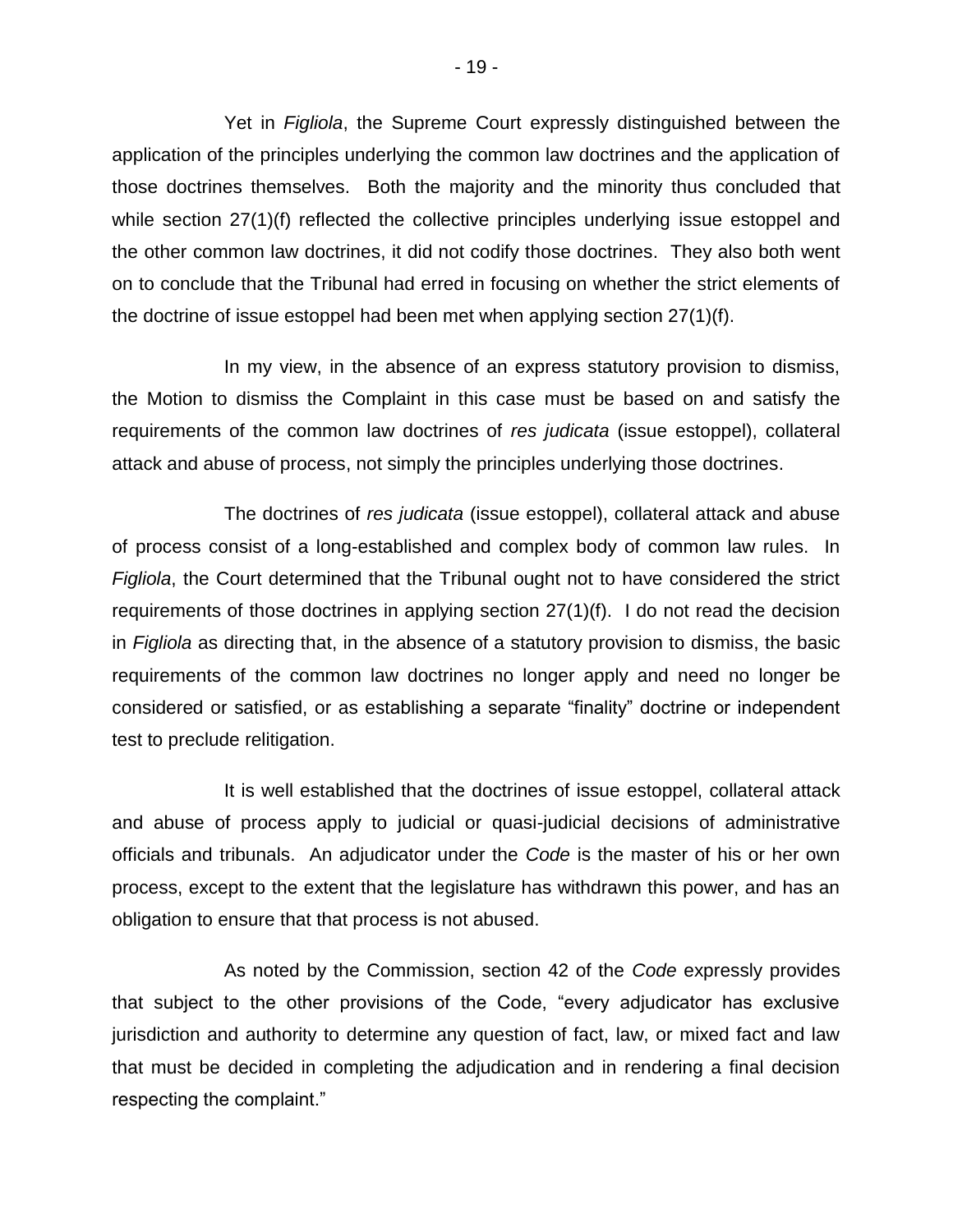Yet in *Figliola*, the Supreme Court expressly distinguished between the application of the principles underlying the common law doctrines and the application of those doctrines themselves. Both the majority and the minority thus concluded that while section 27(1)(f) reflected the collective principles underlying issue estoppel and the other common law doctrines, it did not codify those doctrines. They also both went on to conclude that the Tribunal had erred in focusing on whether the strict elements of the doctrine of issue estoppel had been met when applying section 27(1)(f).

In my view, in the absence of an express statutory provision to dismiss, the Motion to dismiss the Complaint in this case must be based on and satisfy the requirements of the common law doctrines of *res judicata* (issue estoppel), collateral attack and abuse of process, not simply the principles underlying those doctrines.

The doctrines of *res judicata* (issue estoppel), collateral attack and abuse of process consist of a long-established and complex body of common law rules. In *Figliola*, the Court determined that the Tribunal ought not to have considered the strict requirements of those doctrines in applying section 27(1)(f). I do not read the decision in *Figliola* as directing that, in the absence of a statutory provision to dismiss, the basic requirements of the common law doctrines no longer apply and need no longer be considered or satisfied, or as establishing a separate "finality" doctrine or independent test to preclude relitigation.

It is well established that the doctrines of issue estoppel, collateral attack and abuse of process apply to judicial or quasi-judicial decisions of administrative officials and tribunals. An adjudicator under the *Code* is the master of his or her own process, except to the extent that the legislature has withdrawn this power, and has an obligation to ensure that that process is not abused.

As noted by the Commission, section 42 of the *Code* expressly provides that subject to the other provisions of the Code, "every adjudicator has exclusive jurisdiction and authority to determine any question of fact, law, or mixed fact and law that must be decided in completing the adjudication and in rendering a final decision respecting the complaint."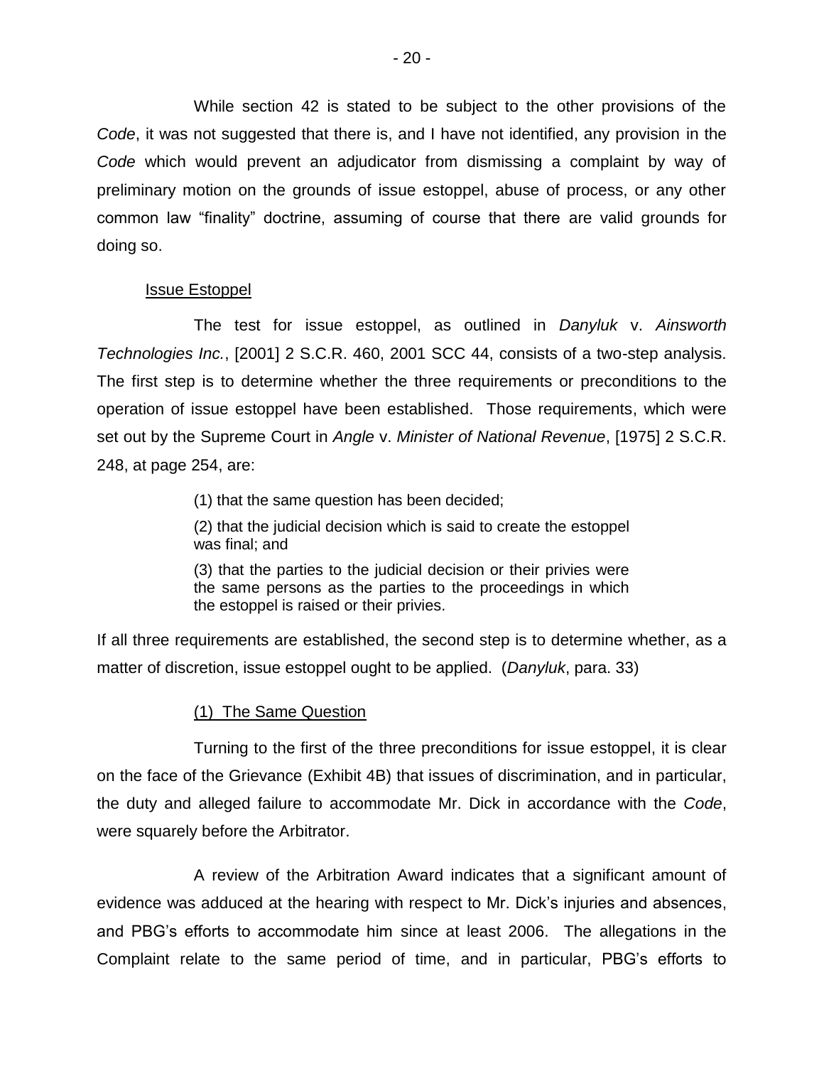While section 42 is stated to be subject to the other provisions of the *Code*, it was not suggested that there is, and I have not identified, any provision in the *Code* which would prevent an adjudicator from dismissing a complaint by way of preliminary motion on the grounds of issue estoppel, abuse of process, or any other common law "finality" doctrine, assuming of course that there are valid grounds for doing so.

### Issue Estoppel

The test for issue estoppel, as outlined in *Danyluk* v. *Ainsworth Technologies Inc.*, [2001] 2 S.C.R. 460, 2001 SCC 44, consists of a two-step analysis. The first step is to determine whether the three requirements or preconditions to the operation of issue estoppel have been established. Those requirements, which were set out by the Supreme Court in *Angle* v. *Minister of National Revenue*, [1975] 2 S.C.R. 248, at page 254, are:

> (1) that the same question has been decided;
>
> (2) that the judicial decision which is said to create the estoppel was final; and
>
> (3) that the parties to the judicial decision or their privies were the same persons as the parties to the proceedings in which the estoppel is raised or their privies.

If all three requirements are established, the second step is to determine whether, as a matter of discretion, issue estoppel ought to be applied. (*Danyluk*, para. 33)

#### (1) The Same Question

Turning to the first of the three preconditions for issue estoppel, it is clear on the face of the Grievance (Exhibit 4B) that issues of discrimination, and in particular, the duty and alleged failure to accommodate Mr. Dick in accordance with the *Code*, were squarely before the Arbitrator.

A review of the Arbitration Award indicates that a significant amount of evidence was adduced at the hearing with respect to Mr. Dick's injuries and absences, and PBG's efforts to accommodate him since at least 2006. The allegations in the Complaint relate to the same period of time, and in particular, PBG's efforts to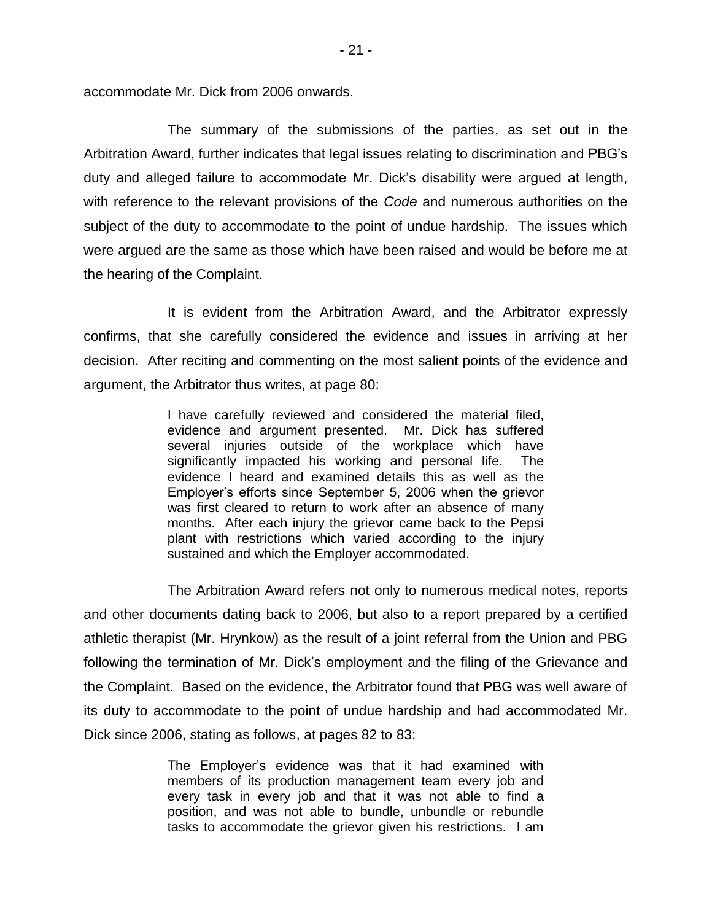accommodate Mr. Dick from 2006 onwards.

The summary of the submissions of the parties, as set out in the Arbitration Award, further indicates that legal issues relating to discrimination and PBG's duty and alleged failure to accommodate Mr. Dick's disability were argued at length, with reference to the relevant provisions of the *Code* and numerous authorities on the subject of the duty to accommodate to the point of undue hardship. The issues which were argued are the same as those which have been raised and would be before me at the hearing of the Complaint.

It is evident from the Arbitration Award, and the Arbitrator expressly confirms, that she carefully considered the evidence and issues in arriving at her decision. After reciting and commenting on the most salient points of the evidence and argument, the Arbitrator thus writes, at page 80:

> I have carefully reviewed and considered the material filed, evidence and argument presented. Mr. Dick has suffered several injuries outside of the workplace which have significantly impacted his working and personal life. The evidence I heard and examined details this as well as the Employer's efforts since September 5, 2006 when the grievor was first cleared to return to work after an absence of many months. After each injury the grievor came back to the Pepsi plant with restrictions which varied according to the injury sustained and which the Employer accommodated.

The Arbitration Award refers not only to numerous medical notes, reports and other documents dating back to 2006, but also to a report prepared by a certified athletic therapist (Mr. Hrynkow) as the result of a joint referral from the Union and PBG following the termination of Mr. Dick's employment and the filing of the Grievance and the Complaint. Based on the evidence, the Arbitrator found that PBG was well aware of its duty to accommodate to the point of undue hardship and had accommodated Mr. Dick since 2006, stating as follows, at pages 82 to 83:

> The Employer's evidence was that it had examined with members of its production management team every job and every task in every job and that it was not able to find a position, and was not able to bundle, unbundle or rebundle tasks to accommodate the grievor given his restrictions. I am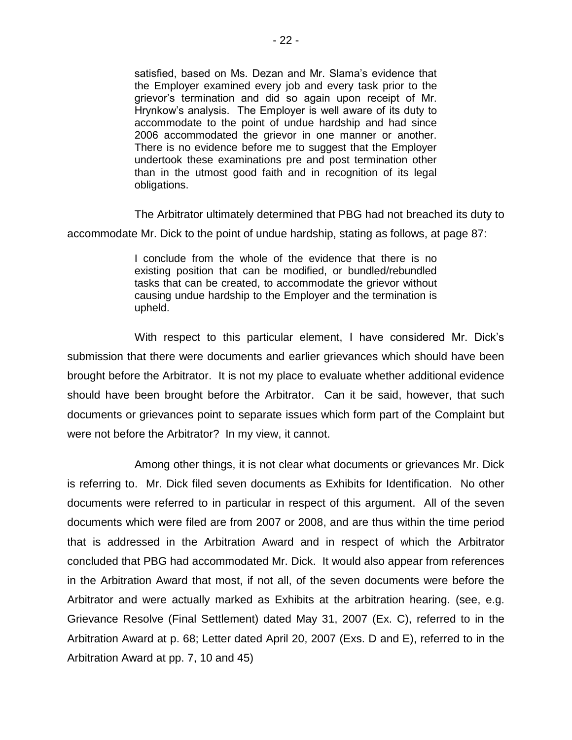> satisfied, based on Ms. Dezan and Mr. Slama's evidence that the Employer examined every job and every task prior to the grievor's termination and did so again upon receipt of Mr. Hrynkow's analysis. The Employer is well aware of its duty to accommodate to the point of undue hardship and had since 2006 accommodated the grievor in one manner or another. There is no evidence before me to suggest that the Employer undertook these examinations pre and post termination other than in the utmost good faith and in recognition of its legal obligations.

The Arbitrator ultimately determined that PBG had not breached its duty to accommodate Mr. Dick to the point of undue hardship, stating as follows, at page 87:

> I conclude from the whole of the evidence that there is no existing position that can be modified, or bundled/rebundled tasks that can be created, to accommodate the grievor without causing undue hardship to the Employer and the termination is upheld.

With respect to this particular element, I have considered Mr. Dick's submission that there were documents and earlier grievances which should have been brought before the Arbitrator. It is not my place to evaluate whether additional evidence should have been brought before the Arbitrator. Can it be said, however, that such documents or grievances point to separate issues which form part of the Complaint but were not before the Arbitrator? In my view, it cannot.

Among other things, it is not clear what documents or grievances Mr. Dick is referring to. Mr. Dick filed seven documents as Exhibits for Identification. No other documents were referred to in particular in respect of this argument. All of the seven documents which were filed are from 2007 or 2008, and are thus within the time period that is addressed in the Arbitration Award and in respect of which the Arbitrator concluded that PBG had accommodated Mr. Dick. It would also appear from references in the Arbitration Award that most, if not all, of the seven documents were before the Arbitrator and were actually marked as Exhibits at the arbitration hearing. (see, e.g. Grievance Resolve (Final Settlement) dated May 31, 2007 (Ex. C), referred to in the Arbitration Award at p. 68; Letter dated April 20, 2007 (Exs. D and E), referred to in the Arbitration Award at pp. 7, 10 and 45)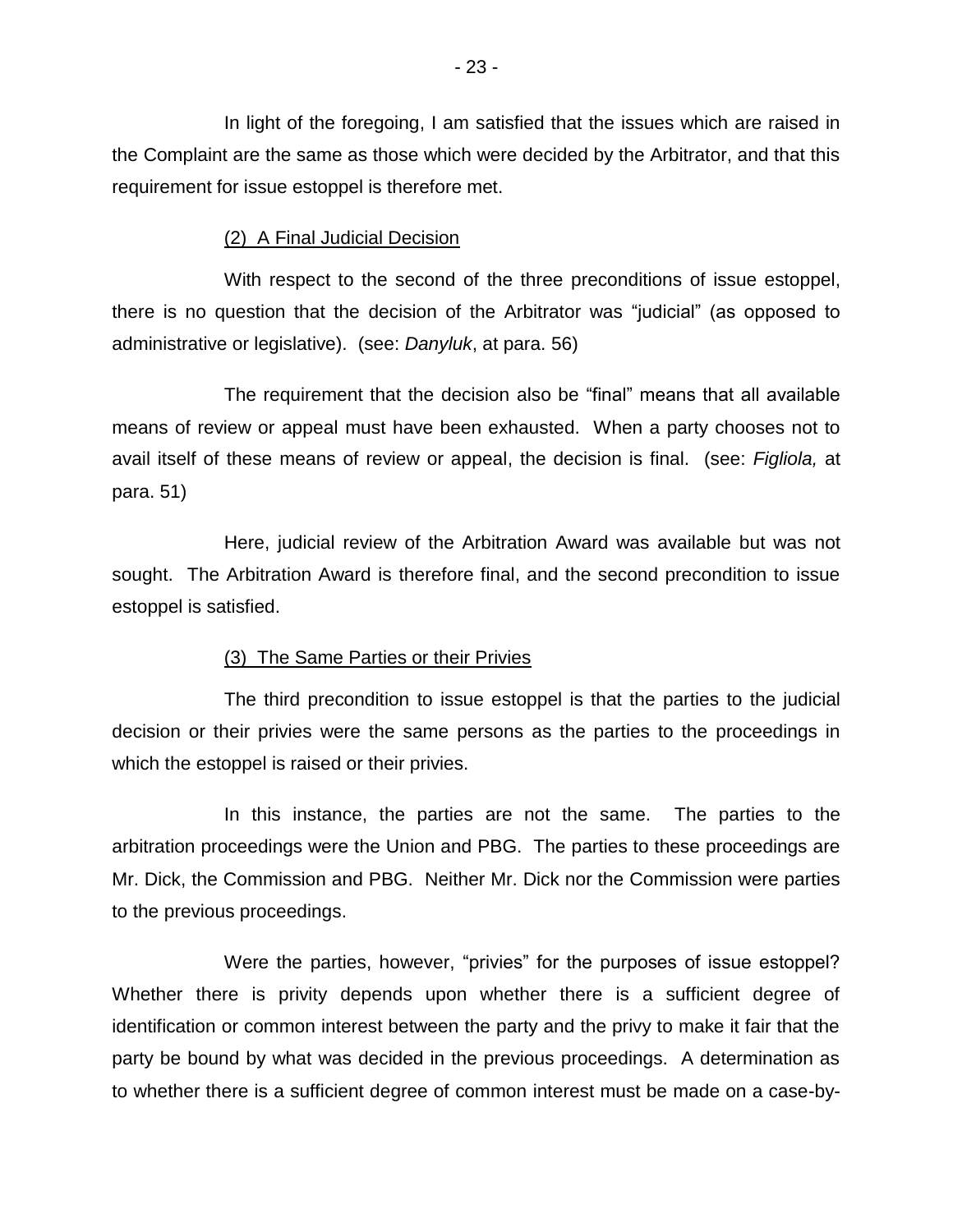In light of the foregoing, I am satisfied that the issues which are raised in the Complaint are the same as those which were decided by the Arbitrator, and that this requirement for issue estoppel is therefore met.

(2) A Final Judicial Decision

With respect to the second of the three preconditions of issue estoppel, there is no question that the decision of the Arbitrator was "judicial" (as opposed to administrative or legislative). (see: *Danyluk*, at para. 56)

The requirement that the decision also be "final" means that all available means of review or appeal must have been exhausted. When a party chooses not to avail itself of these means of review or appeal, the decision is final. (see: *Figliola,* at para. 51)

Here, judicial review of the Arbitration Award was available but was not sought. The Arbitration Award is therefore final, and the second precondition to issue estoppel is satisfied.

(3) The Same Parties or their Privies

The third precondition to issue estoppel is that the parties to the judicial decision or their privies were the same persons as the parties to the proceedings in which the estoppel is raised or their privies.

In this instance, the parties are not the same. The parties to the arbitration proceedings were the Union and PBG. The parties to these proceedings are Mr. Dick, the Commission and PBG. Neither Mr. Dick nor the Commission were parties to the previous proceedings.

Were the parties, however, "privies" for the purposes of issue estoppel? Whether there is privity depends upon whether there is a sufficient degree of identification or common interest between the party and the privy to make it fair that the party be bound by what was decided in the previous proceedings. A determination as to whether there is a sufficient degree of common interest must be made on a case-by-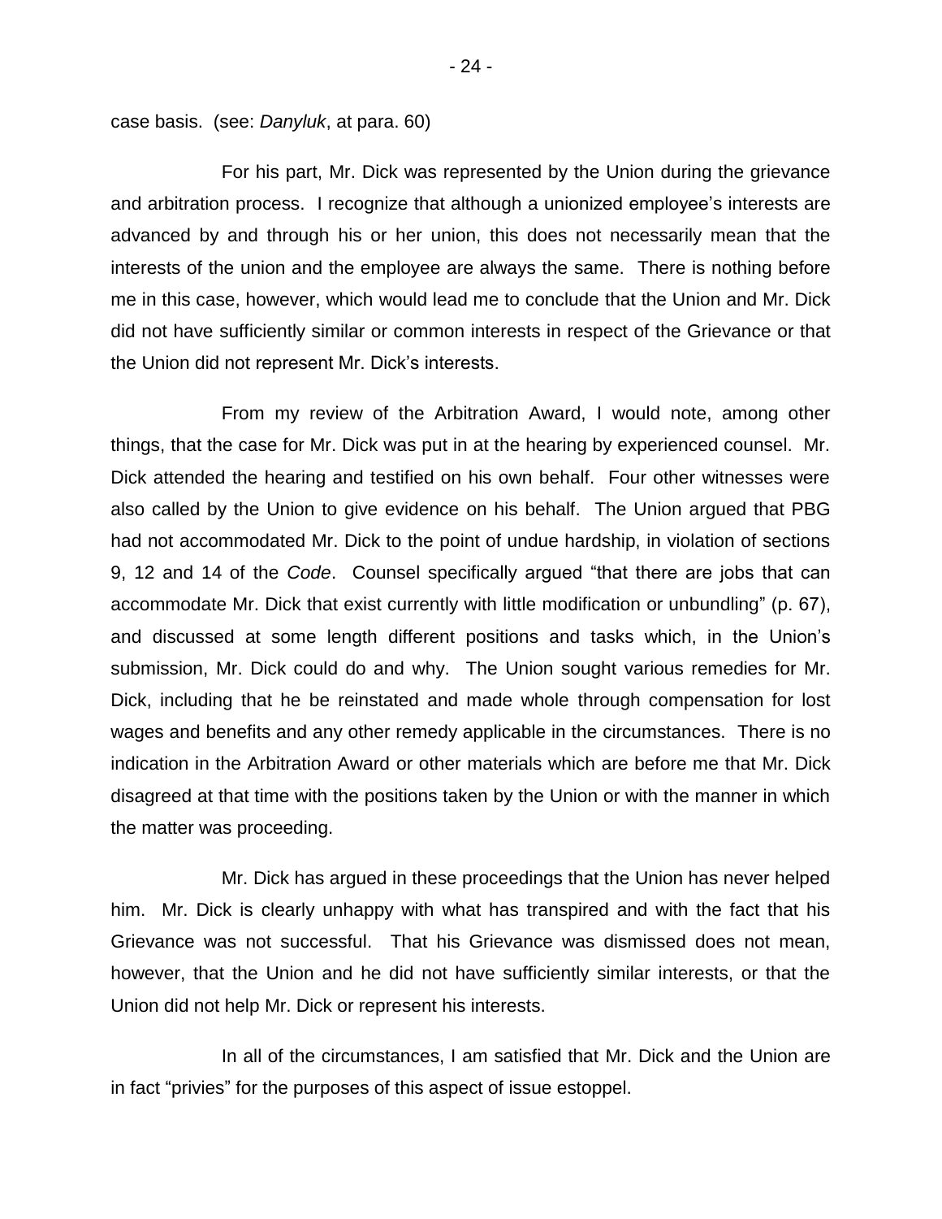case basis. (see: *Danyluk*, at para. 60)

For his part, Mr. Dick was represented by the Union during the grievance and arbitration process. I recognize that although a unionized employee's interests are advanced by and through his or her union, this does not necessarily mean that the interests of the union and the employee are always the same. There is nothing before me in this case, however, which would lead me to conclude that the Union and Mr. Dick did not have sufficiently similar or common interests in respect of the Grievance or that the Union did not represent Mr. Dick's interests.

From my review of the Arbitration Award, I would note, among other things, that the case for Mr. Dick was put in at the hearing by experienced counsel. Mr. Dick attended the hearing and testified on his own behalf. Four other witnesses were also called by the Union to give evidence on his behalf. The Union argued that PBG had not accommodated Mr. Dick to the point of undue hardship, in violation of sections 9, 12 and 14 of the *Code*. Counsel specifically argued "that there are jobs that can accommodate Mr. Dick that exist currently with little modification or unbundling" (p. 67), and discussed at some length different positions and tasks which, in the Union's submission, Mr. Dick could do and why. The Union sought various remedies for Mr. Dick, including that he be reinstated and made whole through compensation for lost wages and benefits and any other remedy applicable in the circumstances. There is no indication in the Arbitration Award or other materials which are before me that Mr. Dick disagreed at that time with the positions taken by the Union or with the manner in which the matter was proceeding.

Mr. Dick has argued in these proceedings that the Union has never helped him. Mr. Dick is clearly unhappy with what has transpired and with the fact that his Grievance was not successful. That his Grievance was dismissed does not mean, however, that the Union and he did not have sufficiently similar interests, or that the Union did not help Mr. Dick or represent his interests.

In all of the circumstances, I am satisfied that Mr. Dick and the Union are in fact "privies" for the purposes of this aspect of issue estoppel.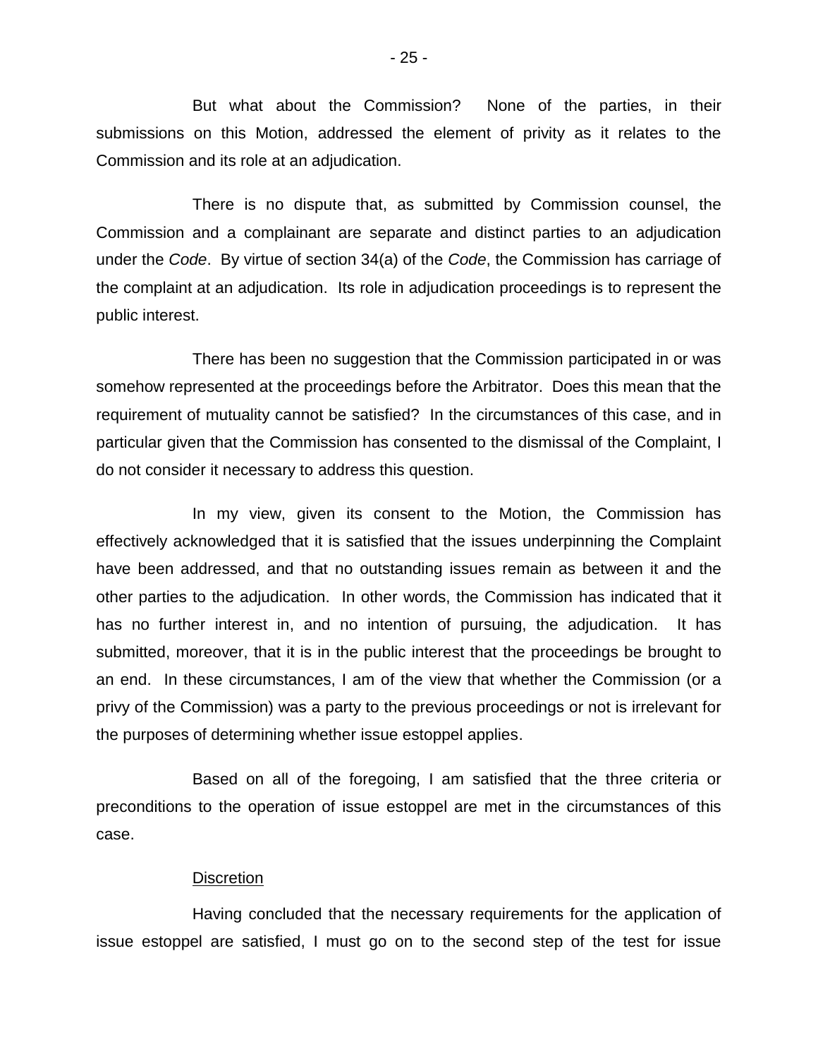But what about the Commission? None of the parties, in their submissions on this Motion, addressed the element of privity as it relates to the Commission and its role at an adjudication.

There is no dispute that, as submitted by Commission counsel, the Commission and a complainant are separate and distinct parties to an adjudication under the *Code*. By virtue of section 34(a) of the *Code*, the Commission has carriage of the complaint at an adjudication. Its role in adjudication proceedings is to represent the public interest.

There has been no suggestion that the Commission participated in or was somehow represented at the proceedings before the Arbitrator. Does this mean that the requirement of mutuality cannot be satisfied? In the circumstances of this case, and in particular given that the Commission has consented to the dismissal of the Complaint, I do not consider it necessary to address this question.

In my view, given its consent to the Motion, the Commission has effectively acknowledged that it is satisfied that the issues underpinning the Complaint have been addressed, and that no outstanding issues remain as between it and the other parties to the adjudication. In other words, the Commission has indicated that it has no further interest in, and no intention of pursuing, the adjudication. It has submitted, moreover, that it is in the public interest that the proceedings be brought to an end. In these circumstances, I am of the view that whether the Commission (or a privy of the Commission) was a party to the previous proceedings or not is irrelevant for the purposes of determining whether issue estoppel applies.

Based on all of the foregoing, I am satisfied that the three criteria or preconditions to the operation of issue estoppel are met in the circumstances of this case.

<u>Discretion</u>

Having concluded that the necessary requirements for the application of issue estoppel are satisfied, I must go on to the second step of the test for issue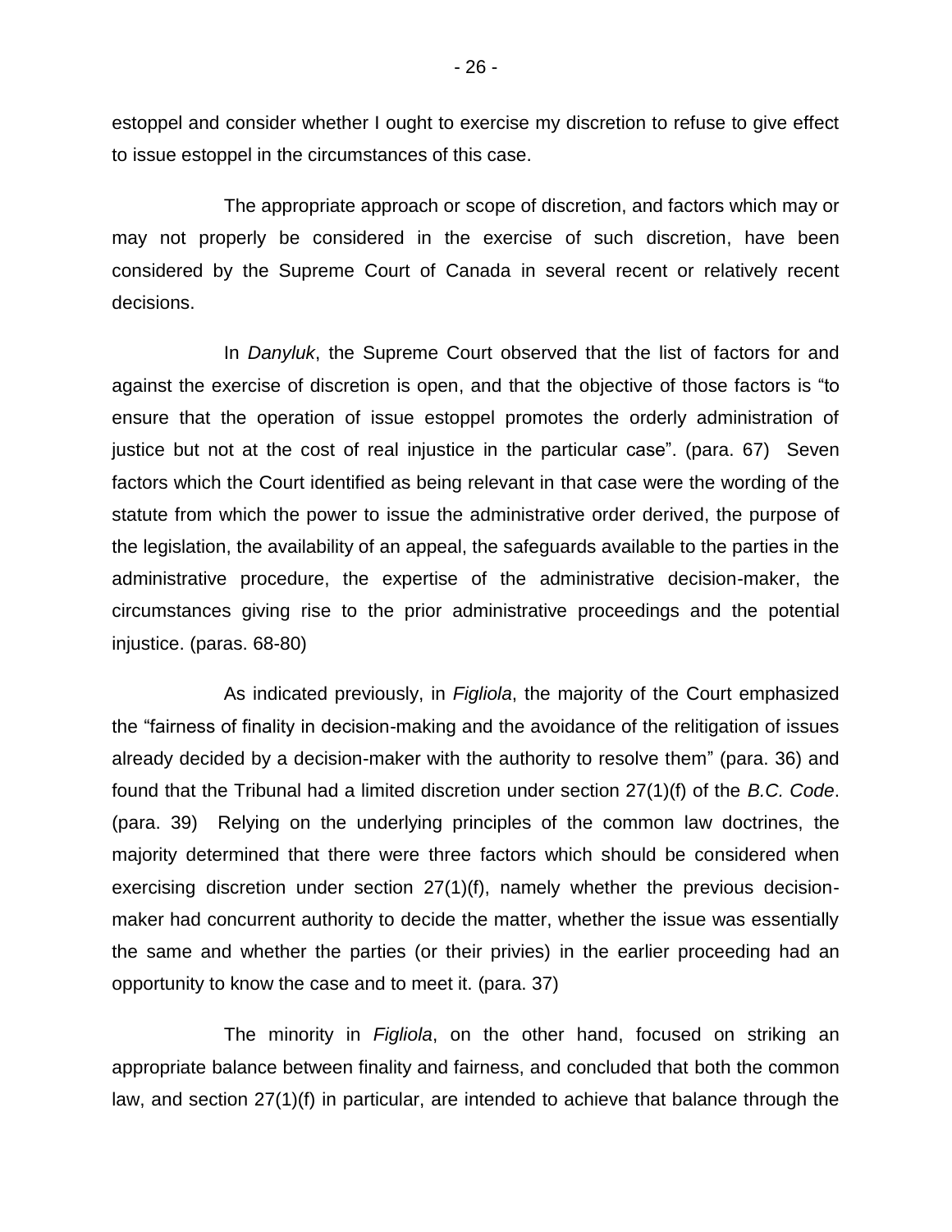estoppel and consider whether I ought to exercise my discretion to refuse to give effect to issue estoppel in the circumstances of this case.

The appropriate approach or scope of discretion, and factors which may or may not properly be considered in the exercise of such discretion, have been considered by the Supreme Court of Canada in several recent or relatively recent decisions.

In *Danyluk*, the Supreme Court observed that the list of factors for and against the exercise of discretion is open, and that the objective of those factors is "to ensure that the operation of issue estoppel promotes the orderly administration of justice but not at the cost of real injustice in the particular case". (para. 67) Seven factors which the Court identified as being relevant in that case were the wording of the statute from which the power to issue the administrative order derived, the purpose of the legislation, the availability of an appeal, the safeguards available to the parties in the administrative procedure, the expertise of the administrative decision-maker, the circumstances giving rise to the prior administrative proceedings and the potential injustice. (paras. 68-80)

As indicated previously, in *Figliola*, the majority of the Court emphasized the "fairness of finality in decision-making and the avoidance of the relitigation of issues already decided by a decision-maker with the authority to resolve them" (para. 36) and found that the Tribunal had a limited discretion under section 27(1)(f) of the *B.C. Code*. (para. 39) Relying on the underlying principles of the common law doctrines, the majority determined that there were three factors which should be considered when exercising discretion under section 27(1)(f), namely whether the previous decision-maker had concurrent authority to decide the matter, whether the issue was essentially the same and whether the parties (or their privies) in the earlier proceeding had an opportunity to know the case and to meet it. (para. 37)

The minority in *Figliola*, on the other hand, focused on striking an appropriate balance between finality and fairness, and concluded that both the common law, and section 27(1)(f) in particular, are intended to achieve that balance through the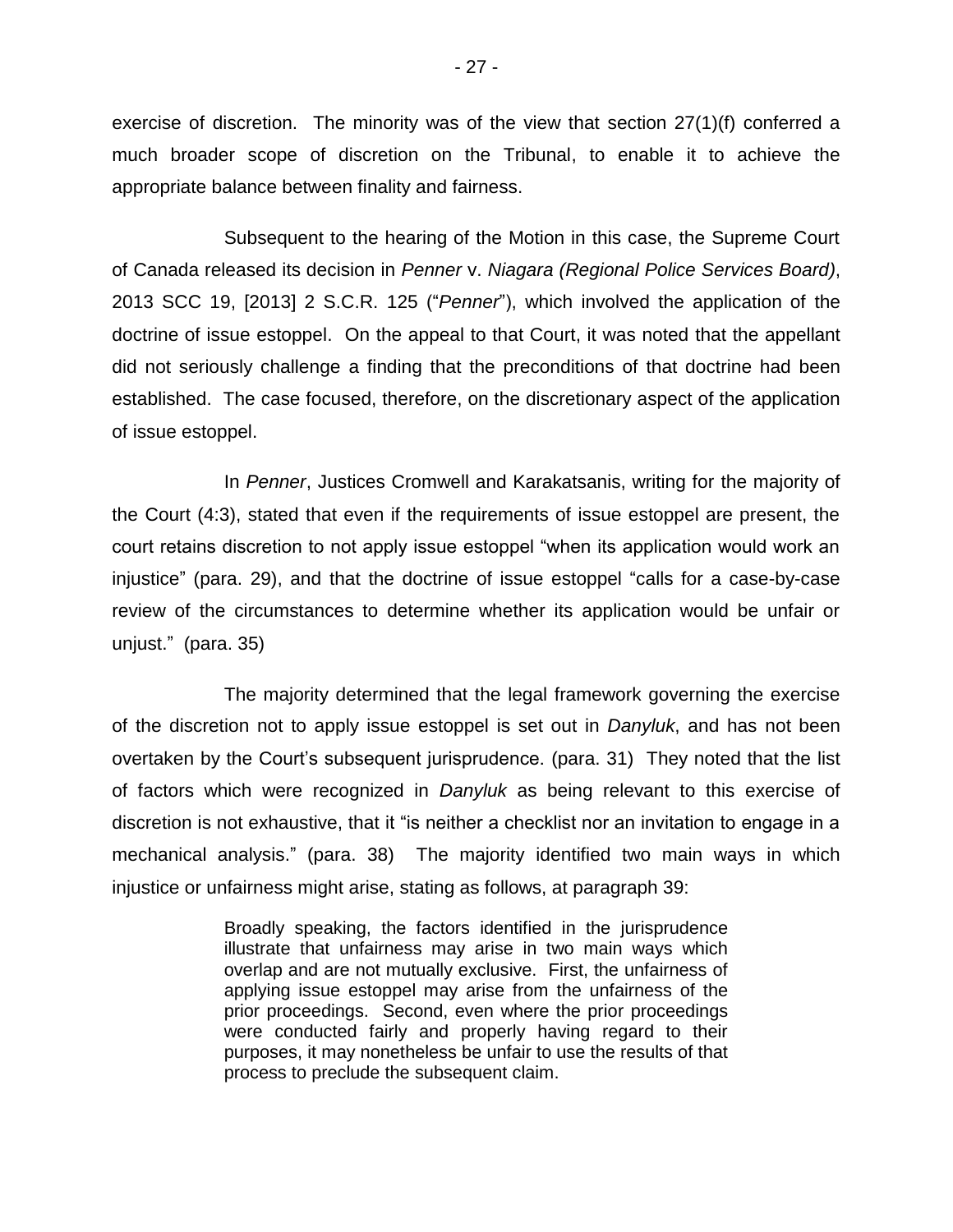exercise of discretion. The minority was of the view that section 27(1)(f) conferred a much broader scope of discretion on the Tribunal, to enable it to achieve the appropriate balance between finality and fairness.

Subsequent to the hearing of the Motion in this case, the Supreme Court of Canada released its decision in *Penner* v. *Niagara (Regional Police Services Board)*, 2013 SCC 19, [2013] 2 S.C.R. 125 ("*Penner*"), which involved the application of the doctrine of issue estoppel. On the appeal to that Court, it was noted that the appellant did not seriously challenge a finding that the preconditions of that doctrine had been established. The case focused, therefore, on the discretionary aspect of the application of issue estoppel.

In *Penner*, Justices Cromwell and Karakatsanis, writing for the majority of the Court (4:3), stated that even if the requirements of issue estoppel are present, the court retains discretion to not apply issue estoppel "when its application would work an injustice" (para. 29), and that the doctrine of issue estoppel "calls for a case-by-case review of the circumstances to determine whether its application would be unfair or unjust." (para. 35)

The majority determined that the legal framework governing the exercise of the discretion not to apply issue estoppel is set out in *Danyluk*, and has not been overtaken by the Court's subsequent jurisprudence. (para. 31) They noted that the list of factors which were recognized in *Danyluk* as being relevant to this exercise of discretion is not exhaustive, that it "is neither a checklist nor an invitation to engage in a mechanical analysis." (para. 38) The majority identified two main ways in which injustice or unfairness might arise, stating as follows, at paragraph 39:

> Broadly speaking, the factors identified in the jurisprudence illustrate that unfairness may arise in two main ways which overlap and are not mutually exclusive. First, the unfairness of applying issue estoppel may arise from the unfairness of the prior proceedings. Second, even where the prior proceedings were conducted fairly and properly having regard to their purposes, it may nonetheless be unfair to use the results of that process to preclude the subsequent claim.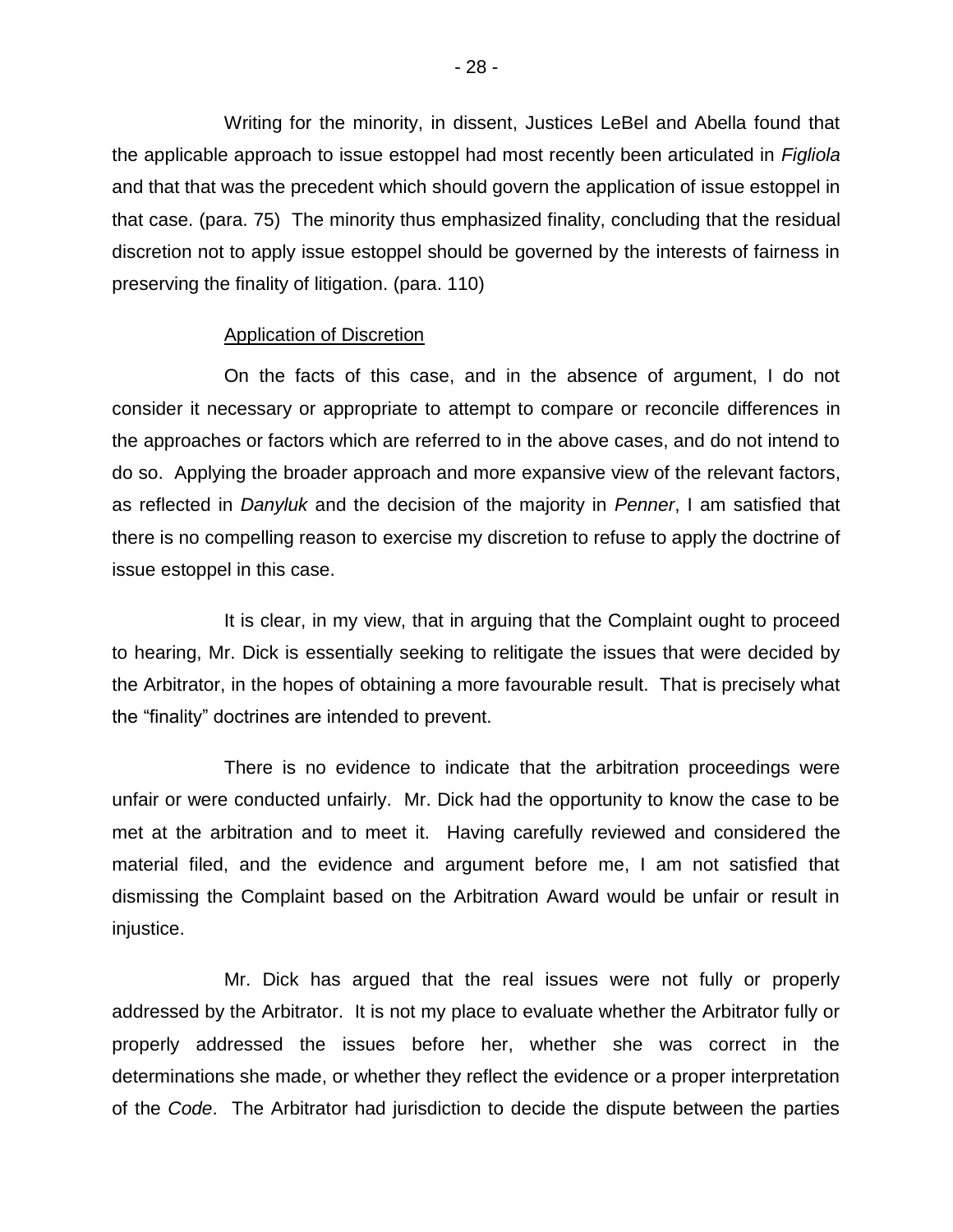Writing for the minority, in dissent, Justices LeBel and Abella found that the applicable approach to issue estoppel had most recently been articulated in *Figliola* and that that was the precedent which should govern the application of issue estoppel in that case. (para. 75) The minority thus emphasized finality, concluding that the residual discretion not to apply issue estoppel should be governed by the interests of fairness in preserving the finality of litigation. (para. 110)

<u>Application of Discretion</u>

On the facts of this case, and in the absence of argument, I do not consider it necessary or appropriate to attempt to compare or reconcile differences in the approaches or factors which are referred to in the above cases, and do not intend to do so. Applying the broader approach and more expansive view of the relevant factors, as reflected in *Danyluk* and the decision of the majority in *Penner*, I am satisfied that there is no compelling reason to exercise my discretion to refuse to apply the doctrine of issue estoppel in this case.

It is clear, in my view, that in arguing that the Complaint ought to proceed to hearing, Mr. Dick is essentially seeking to relitigate the issues that were decided by the Arbitrator, in the hopes of obtaining a more favourable result. That is precisely what the "finality" doctrines are intended to prevent.

There is no evidence to indicate that the arbitration proceedings were unfair or were conducted unfairly. Mr. Dick had the opportunity to know the case to be met at the arbitration and to meet it. Having carefully reviewed and considered the material filed, and the evidence and argument before me, I am not satisfied that dismissing the Complaint based on the Arbitration Award would be unfair or result in injustice.

Mr. Dick has argued that the real issues were not fully or properly addressed by the Arbitrator. It is not my place to evaluate whether the Arbitrator fully or properly addressed the issues before her, whether she was correct in the determinations she made, or whether they reflect the evidence or a proper interpretation of the *Code*. The Arbitrator had jurisdiction to decide the dispute between the parties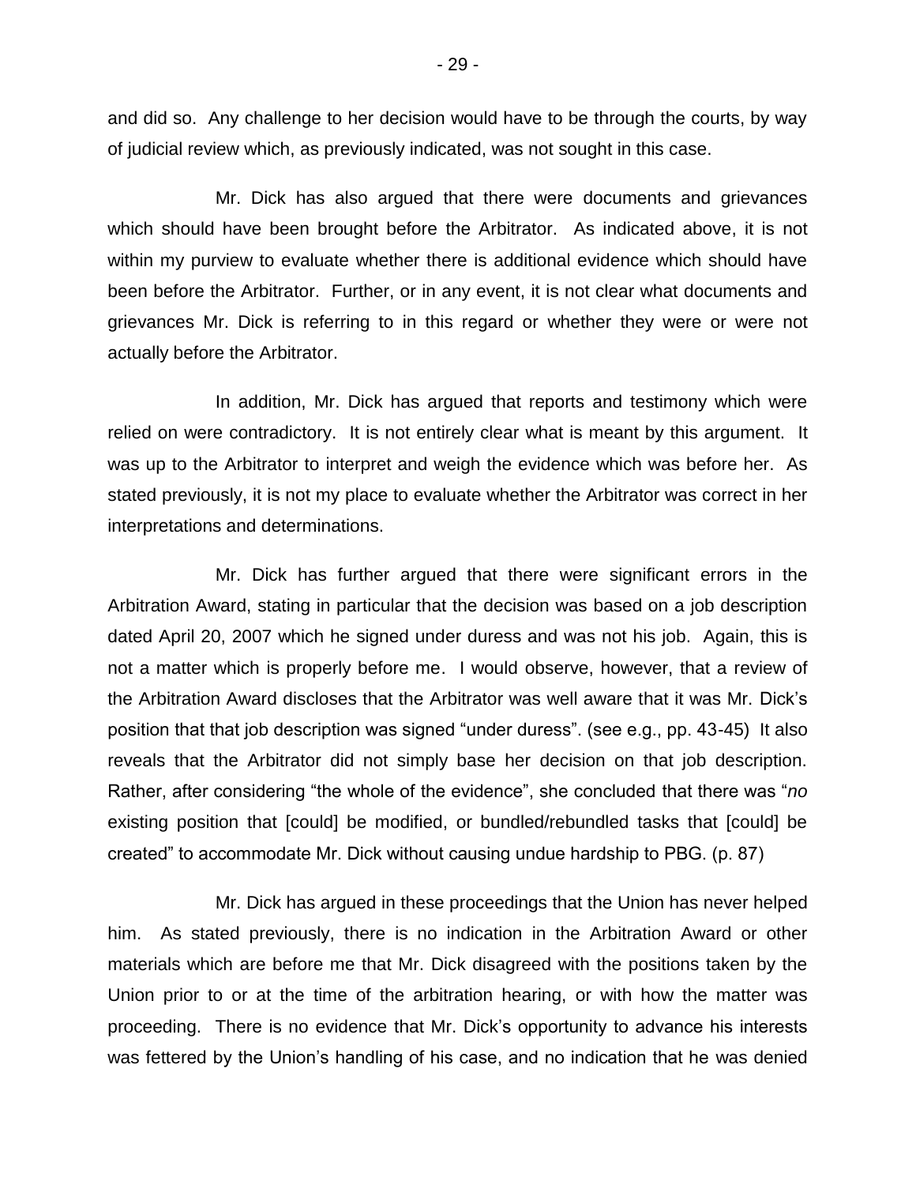and did so. Any challenge to her decision would have to be through the courts, by way of judicial review which, as previously indicated, was not sought in this case.

Mr. Dick has also argued that there were documents and grievances which should have been brought before the Arbitrator. As indicated above, it is not within my purview to evaluate whether there is additional evidence which should have been before the Arbitrator. Further, or in any event, it is not clear what documents and grievances Mr. Dick is referring to in this regard or whether they were or were not actually before the Arbitrator.

In addition, Mr. Dick has argued that reports and testimony which were relied on were contradictory. It is not entirely clear what is meant by this argument. It was up to the Arbitrator to interpret and weigh the evidence which was before her. As stated previously, it is not my place to evaluate whether the Arbitrator was correct in her interpretations and determinations.

Mr. Dick has further argued that there were significant errors in the Arbitration Award, stating in particular that the decision was based on a job description dated April 20, 2007 which he signed under duress and was not his job. Again, this is not a matter which is properly before me. I would observe, however, that a review of the Arbitration Award discloses that the Arbitrator was well aware that it was Mr. Dick's position that that job description was signed "under duress". (see e.g., pp. 43-45) It also reveals that the Arbitrator did not simply base her decision on that job description. Rather, after considering "the whole of the evidence", she concluded that there was "*no* existing position that [could] be modified, or bundled/rebundled tasks that [could] be created" to accommodate Mr. Dick without causing undue hardship to PBG. (p. 87)

Mr. Dick has argued in these proceedings that the Union has never helped him. As stated previously, there is no indication in the Arbitration Award or other materials which are before me that Mr. Dick disagreed with the positions taken by the Union prior to or at the time of the arbitration hearing, or with how the matter was proceeding. There is no evidence that Mr. Dick's opportunity to advance his interests was fettered by the Union's handling of his case, and no indication that he was denied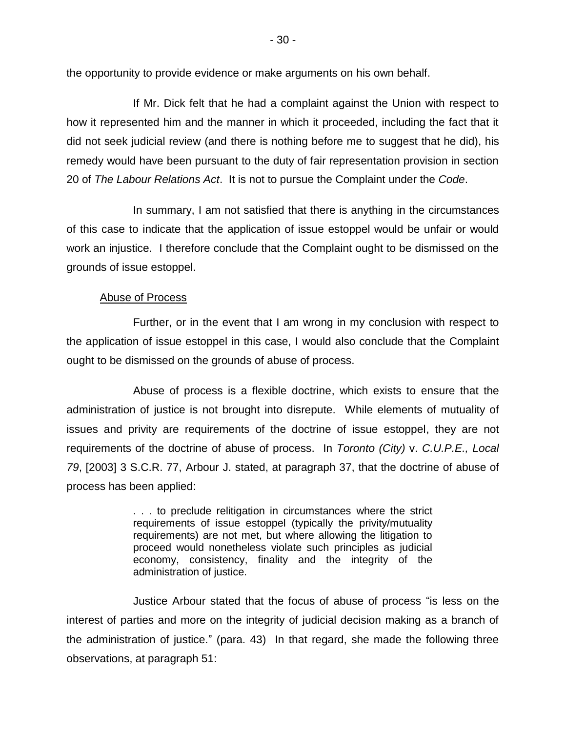the opportunity to provide evidence or make arguments on his own behalf.

If Mr. Dick felt that he had a complaint against the Union with respect to how it represented him and the manner in which it proceeded, including the fact that it did not seek judicial review (and there is nothing before me to suggest that he did), his remedy would have been pursuant to the duty of fair representation provision in section 20 of *The Labour Relations Act*. It is not to pursue the Complaint under the *Code*.

In summary, I am not satisfied that there is anything in the circumstances of this case to indicate that the application of issue estoppel would be unfair or would work an injustice. I therefore conclude that the Complaint ought to be dismissed on the grounds of issue estoppel.

<u>Abuse of Process</u>

Further, or in the event that I am wrong in my conclusion with respect to the application of issue estoppel in this case, I would also conclude that the Complaint ought to be dismissed on the grounds of abuse of process.

Abuse of process is a flexible doctrine, which exists to ensure that the administration of justice is not brought into disrepute. While elements of mutuality of issues and privity are requirements of the doctrine of issue estoppel, they are not requirements of the doctrine of abuse of process. In *Toronto (City)* v. *C.U.P.E., Local 79*, [2003] 3 S.C.R. 77, Arbour J. stated, at paragraph 37, that the doctrine of abuse of process has been applied:

> . . . to preclude relitigation in circumstances where the strict requirements of issue estoppel (typically the privity/mutuality requirements) are not met, but where allowing the litigation to proceed would nonetheless violate such principles as judicial economy, consistency, finality and the integrity of the administration of justice.

Justice Arbour stated that the focus of abuse of process "is less on the interest of parties and more on the integrity of judicial decision making as a branch of the administration of justice." (para. 43) In that regard, she made the following three observations, at paragraph 51: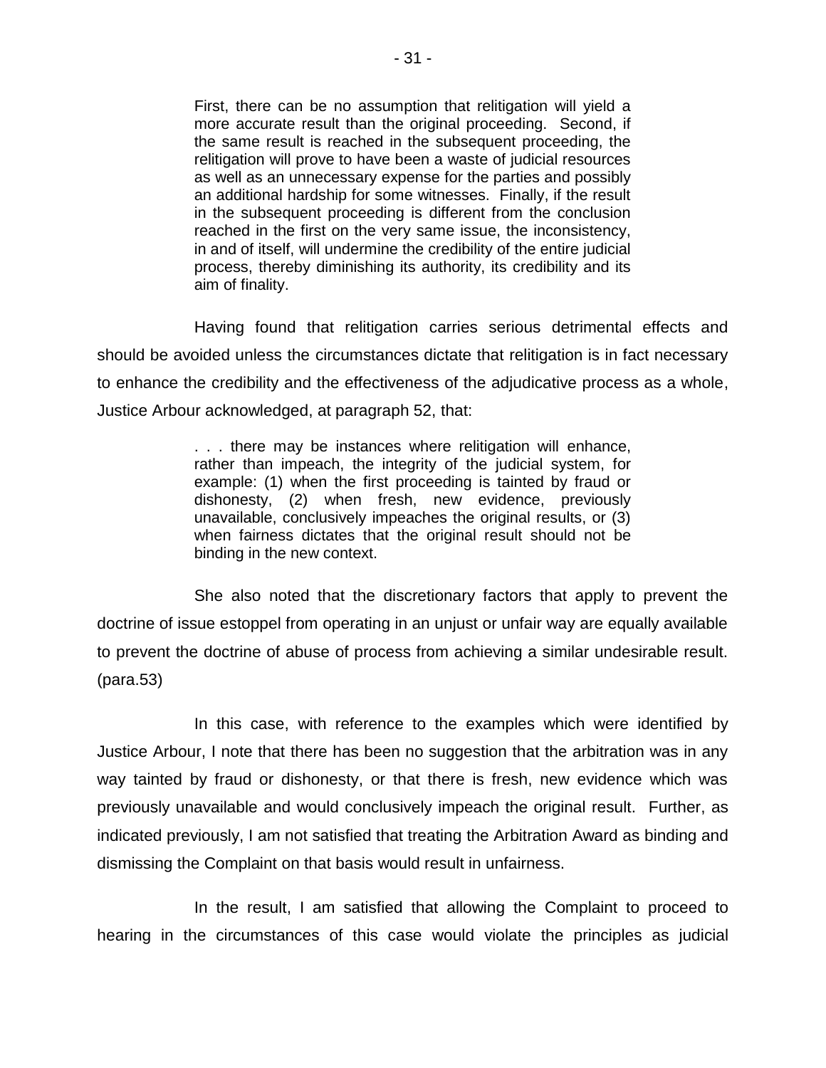> First, there can be no assumption that relitigation will yield a more accurate result than the original proceeding. Second, if the same result is reached in the subsequent proceeding, the relitigation will prove to have been a waste of judicial resources as well as an unnecessary expense for the parties and possibly an additional hardship for some witnesses. Finally, if the result in the subsequent proceeding is different from the conclusion reached in the first on the very same issue, the inconsistency, in and of itself, will undermine the credibility of the entire judicial process, thereby diminishing its authority, its credibility and its aim of finality.

Having found that relitigation carries serious detrimental effects and should be avoided unless the circumstances dictate that relitigation is in fact necessary to enhance the credibility and the effectiveness of the adjudicative process as a whole, Justice Arbour acknowledged, at paragraph 52, that:

> . . . there may be instances where relitigation will enhance, rather than impeach, the integrity of the judicial system, for example: (1) when the first proceeding is tainted by fraud or dishonesty, (2) when fresh, new evidence, previously unavailable, conclusively impeaches the original results, or (3) when fairness dictates that the original result should not be binding in the new context.

She also noted that the discretionary factors that apply to prevent the doctrine of issue estoppel from operating in an unjust or unfair way are equally available to prevent the doctrine of abuse of process from achieving a similar undesirable result. (para.53)

In this case, with reference to the examples which were identified by Justice Arbour, I note that there has been no suggestion that the arbitration was in any way tainted by fraud or dishonesty, or that there is fresh, new evidence which was previously unavailable and would conclusively impeach the original result. Further, as indicated previously, I am not satisfied that treating the Arbitration Award as binding and dismissing the Complaint on that basis would result in unfairness.

In the result, I am satisfied that allowing the Complaint to proceed to hearing in the circumstances of this case would violate the principles as judicial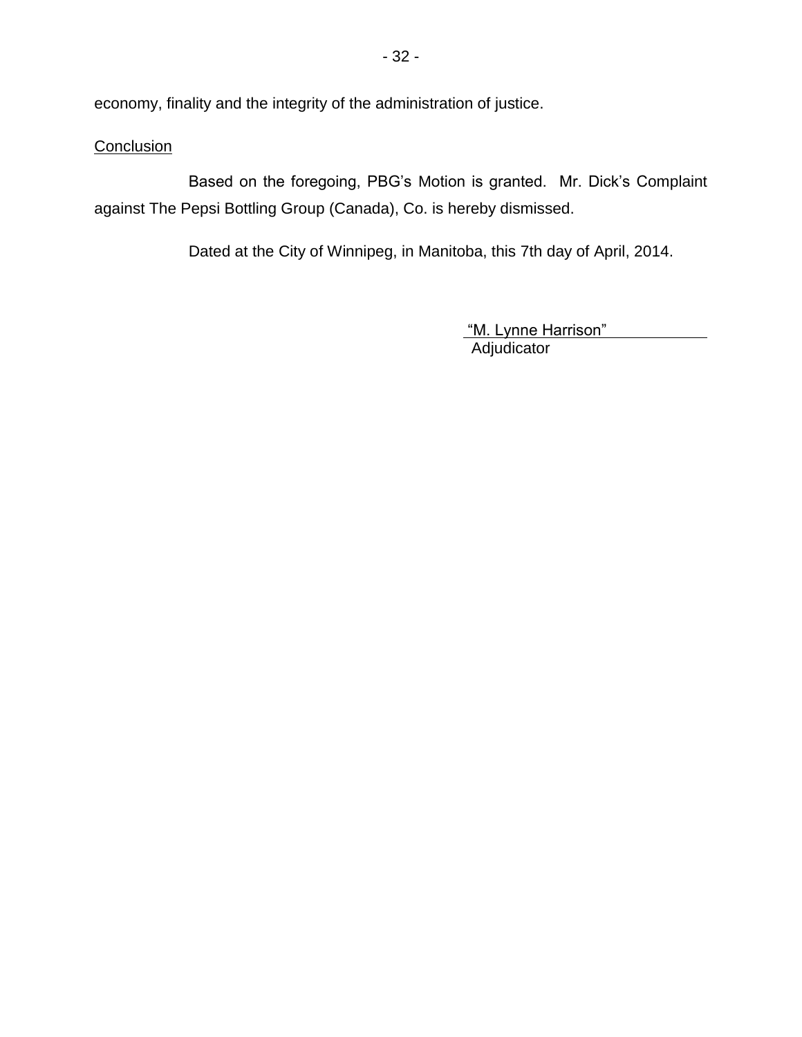economy, finality and the integrity of the administration of justice.

Conclusion

Based on the foregoing, PBG's Motion is granted. Mr. Dick's Complaint against The Pepsi Bottling Group (Canada), Co. is hereby dismissed.

Dated at the City of Winnipeg, in Manitoba, this 7th day of April, 2014.

"M. Lynne Harrison"
Adjudicator